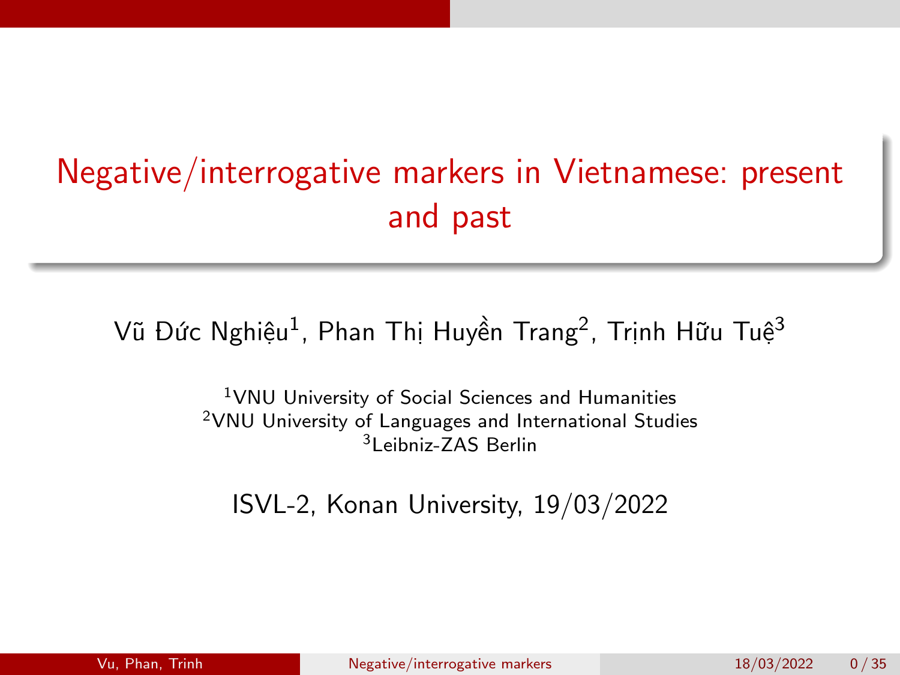# Negative/interrogative markers in Vietnamese: present and past

Vũ Đức Nghiệu[1], Phan Thị Huyền Trang[2], Trịnh Hữu Tuệ[3]

[1]VNU University of Social Sciences and Humanities
[2]VNU University of Languages and International Studies
[3]Leibniz-ZAS Berlin

ISVL-2, Konan University, 19/03/2022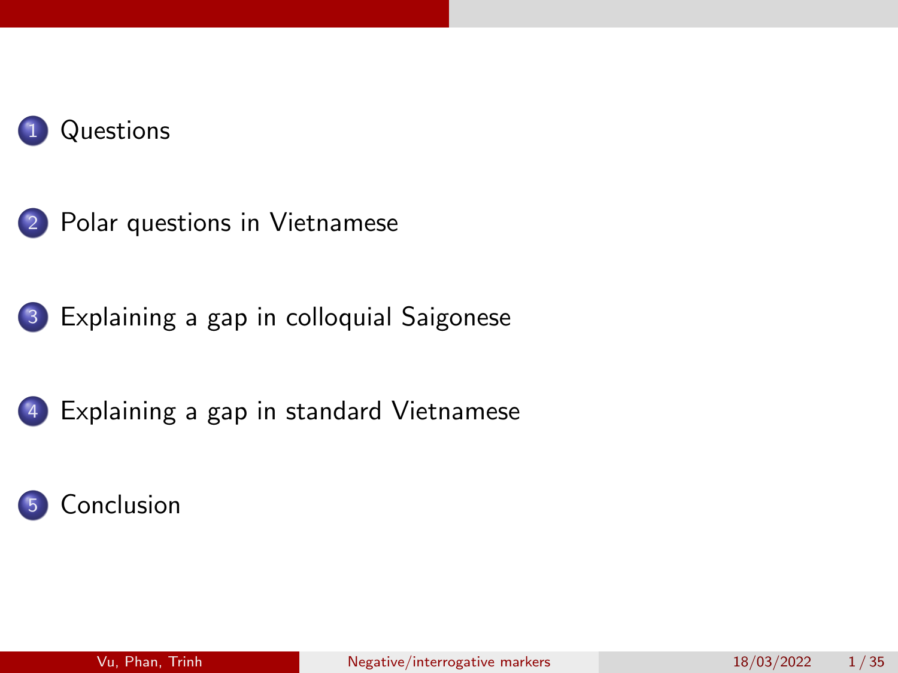1. Questions
2. Polar questions in Vietnamese
3. Explaining a gap in colloquial Saigonese
4. Explaining a gap in standard Vietnamese
5. Conclusion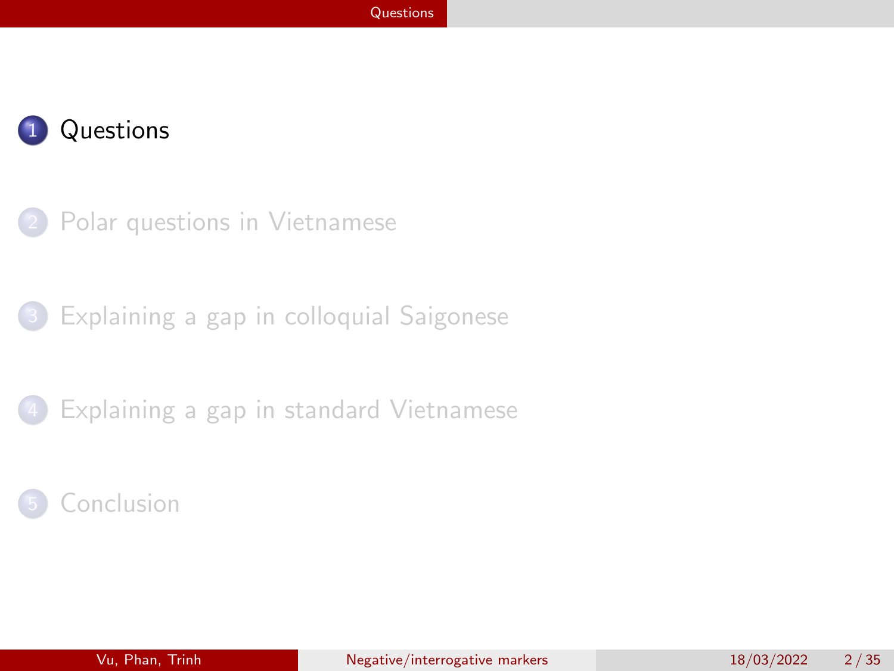1. Questions
2. Polar questions in Vietnamese
3. Explaining a gap in colloquial Saigonese
4. Explaining a gap in standard Vietnamese
5. Conclusion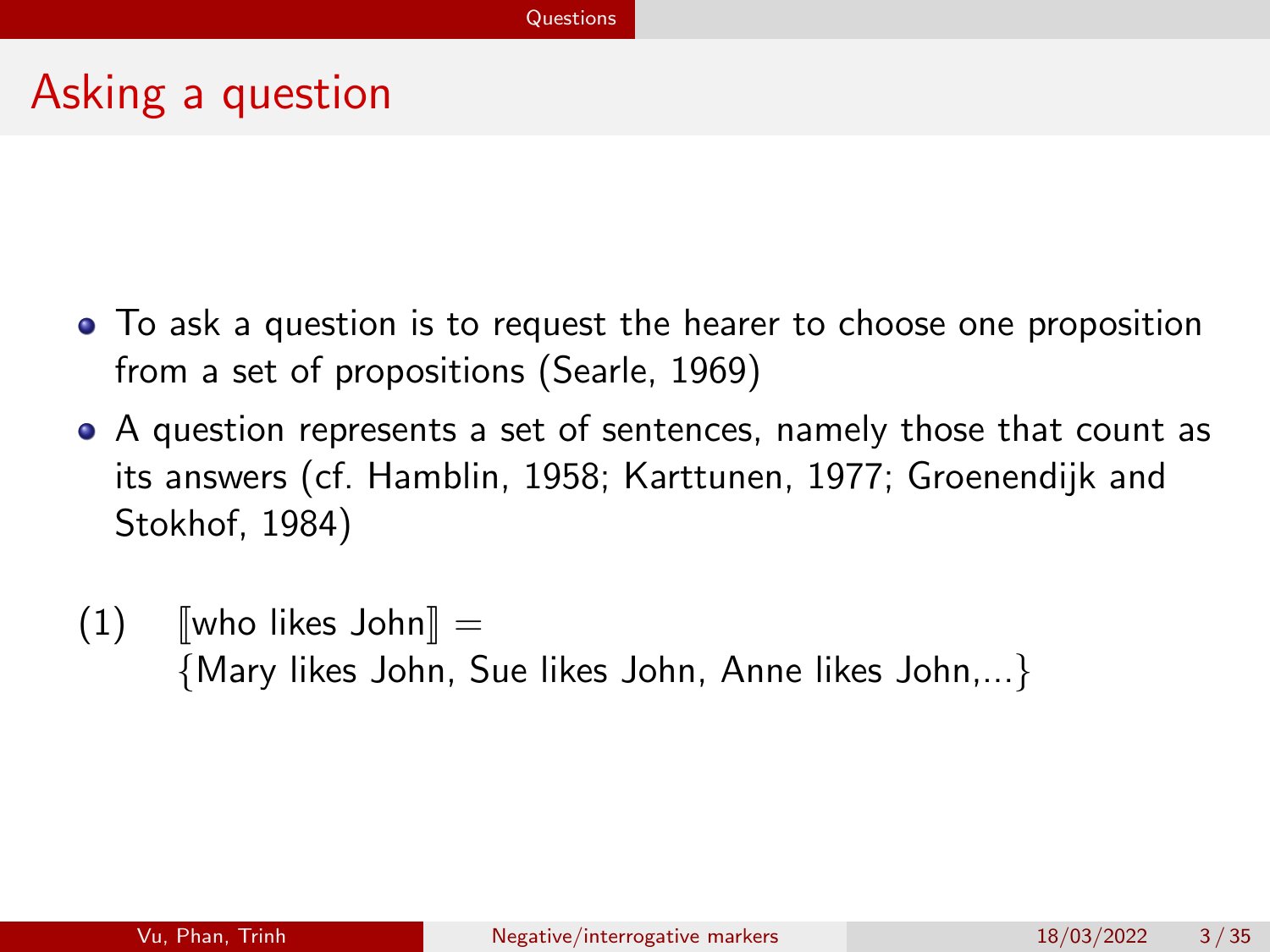# Asking a question

- To ask a question is to request the hearer to choose one proposition from a set of propositions (Searle, 1969)
- A question represents a set of sentences, namely those that count as its answers (cf. Hamblin, 1958; Karttunen, 1977; Groenendijk and Stokhof, 1984)

(1) ⟦who likes John⟧ =
{Mary likes John, Sue likes John, Anne likes John,...}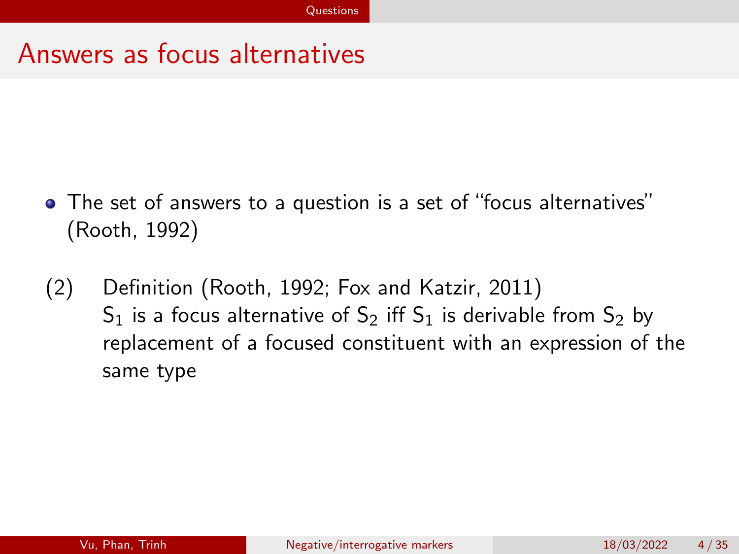# Answers as focus alternatives

- The set of answers to a question is a set of "focus alternatives" (Rooth, 1992)

(2) Definition (Rooth, 1992; Fox and Katzir, 2011)
$S_1$ is a focus alternative of $S_2$ iff $S_1$ is derivable from $S_2$ by replacement of a focused constituent with an expression of the same type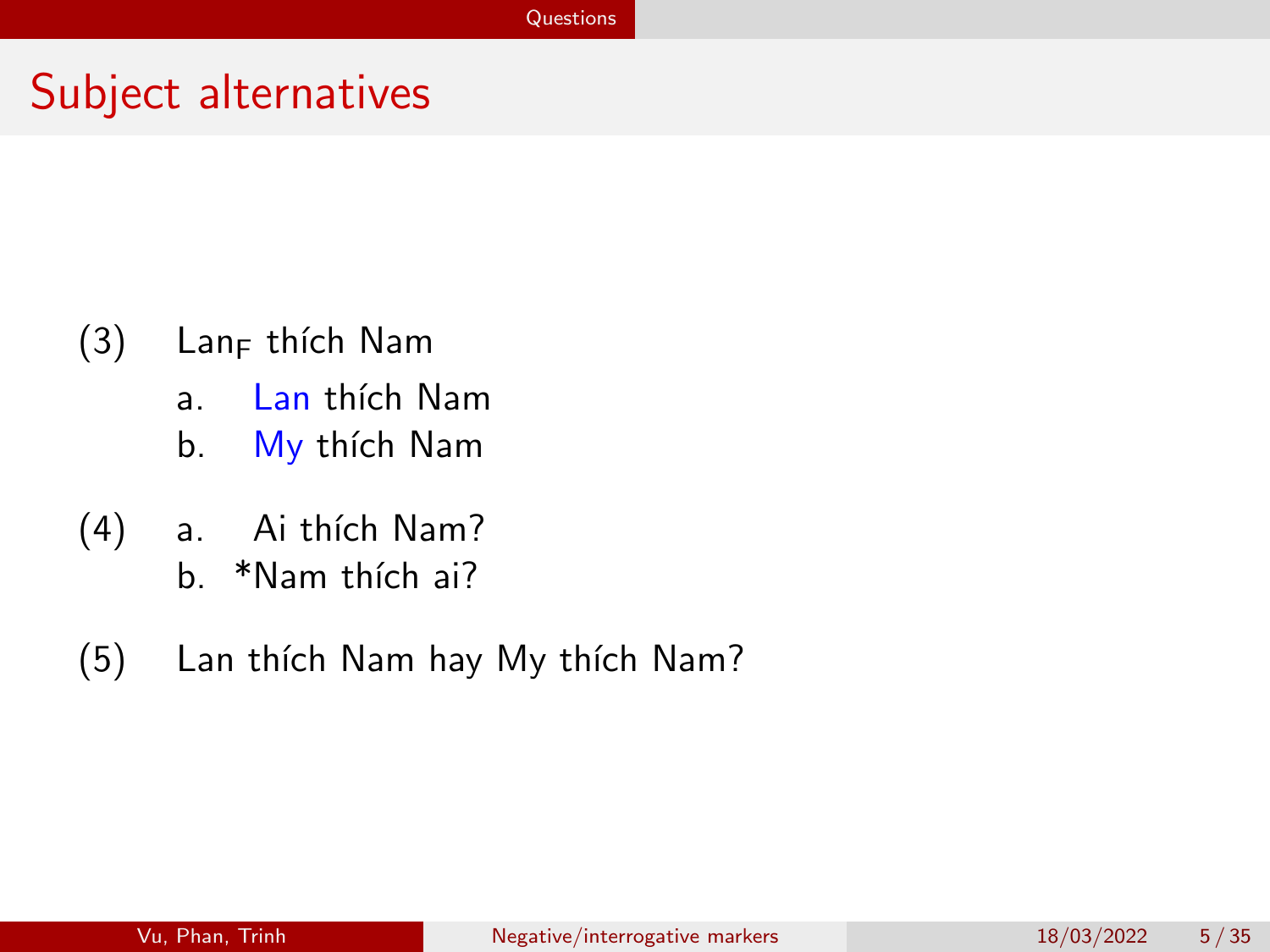# Subject alternatives

(3) $\text{Lan}_F$ thích Nam

   a. Lan thích Nam

   b. My thích Nam

(4) a. Ai thích Nam?

   b. *Nam thích ai?

(5) Lan thích Nam hay My thích Nam?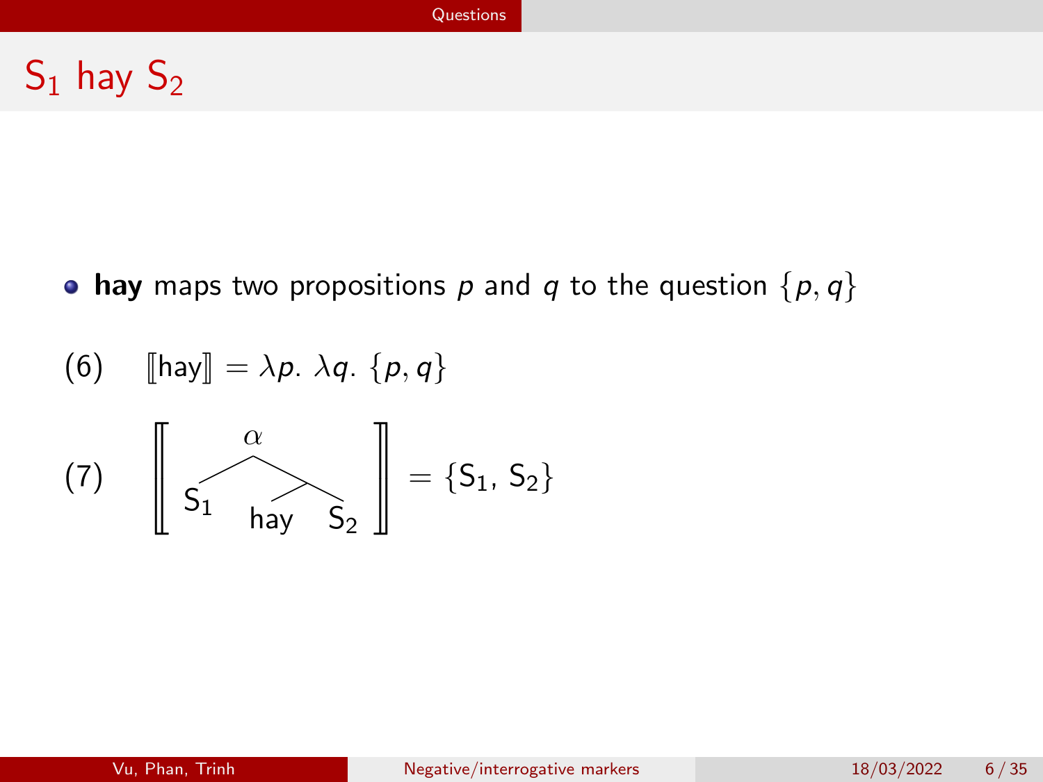# $S_1$ hay $S_2$

- **hay** maps two propositions $p$ and $q$ to the question $\{p, q\}$

(6) $[\![\text{hay}]\!] = \lambda p.\ \lambda q.\ \{p, q\}$

(7) $\left[\!\!\left[ \; [_{\alpha}\ \text{S}_1\ [\ \text{hay}\ \ \text{S}_2\ ]\ ] \; \right]\!\!\right] = \{\text{S}_1,\ \text{S}_2\}$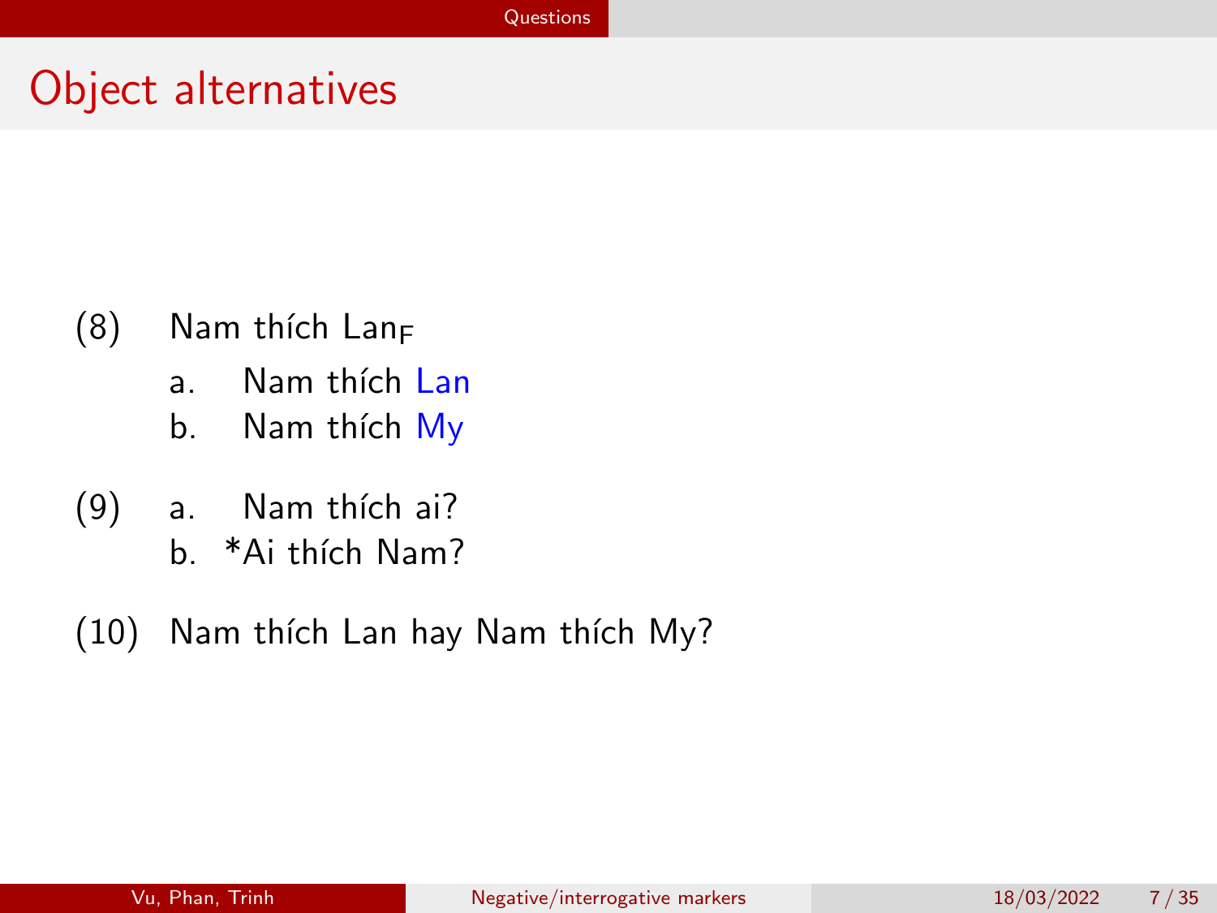# Object alternatives

(8) Nam thích $\text{Lan}_F$

  a. Nam thích Lan

  b. Nam thích My

(9) a. Nam thích ai?

  b. *Ai thích Nam?

(10) Nam thích Lan hay Nam thích My?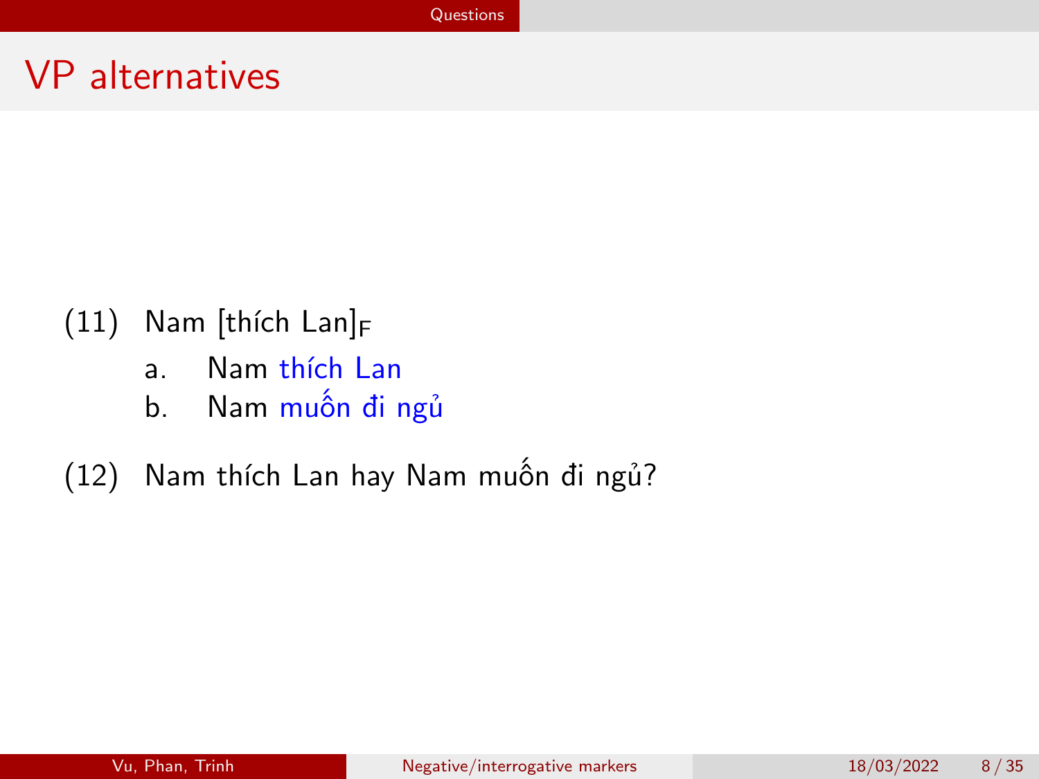# VP alternatives

(11) Nam [thích Lan]$_F$

a. Nam thích Lan

b. Nam muốn đi ngủ

(12) Nam thích Lan hay Nam muốn đi ngủ?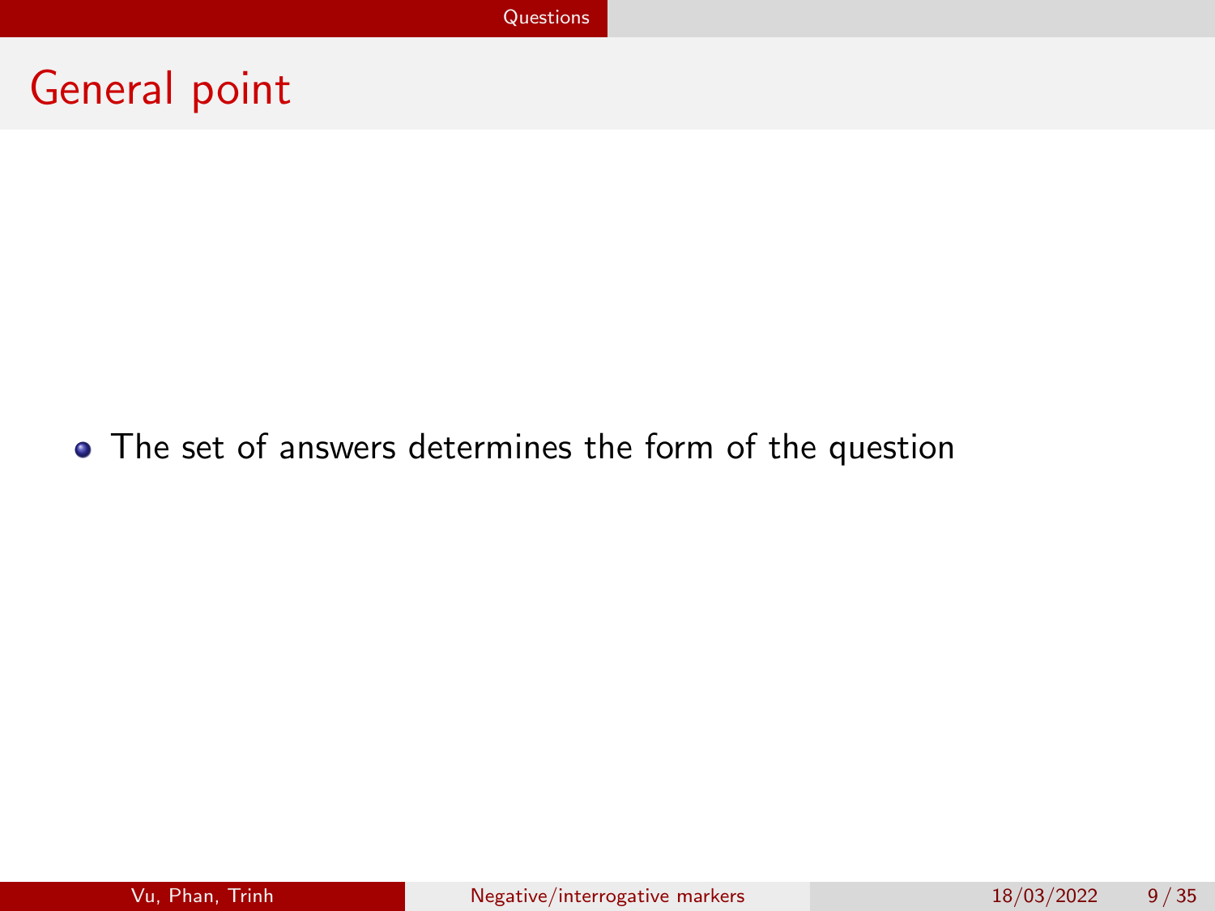# General point

- The set of answers determines the form of the question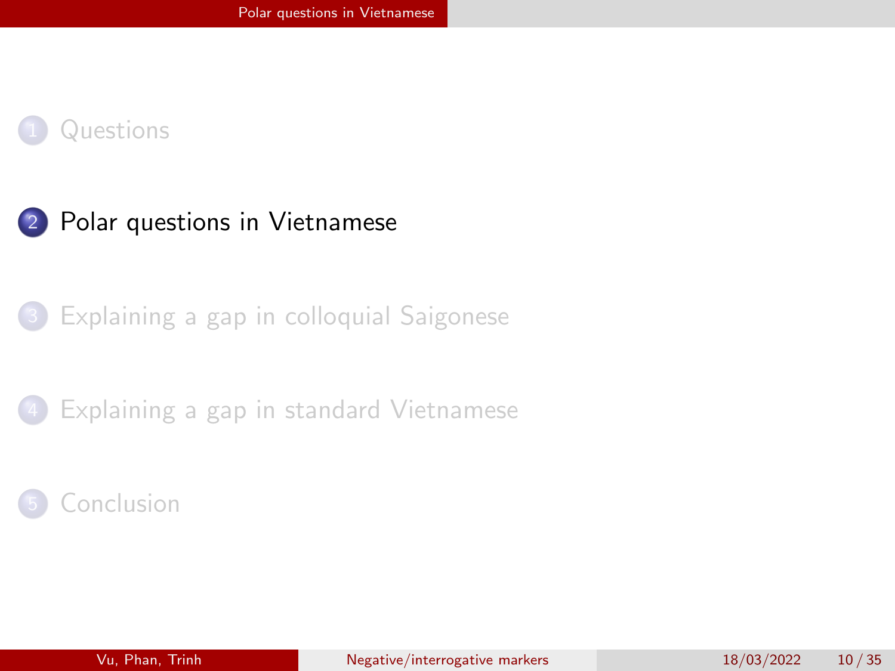1. Questions
2. Polar questions in Vietnamese
3. Explaining a gap in colloquial Saigonese
4. Explaining a gap in standard Vietnamese
5. Conclusion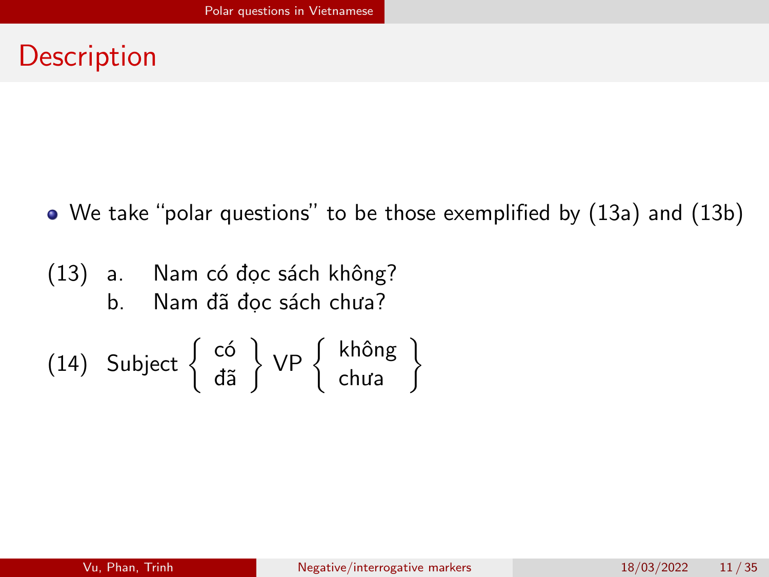# Description

- We take "polar questions" to be those exemplified by (13a) and (13b)

(13) a. Nam có đọc sách không?
     b. Nam đã đọc sách chưa?

(14) Subject $\left\{ \begin{array}{c} \text{có} \\ \text{đã} \end{array} \right\}$ VP $\left\{ \begin{array}{c} \text{không} \\ \text{chưa} \end{array} \right\}$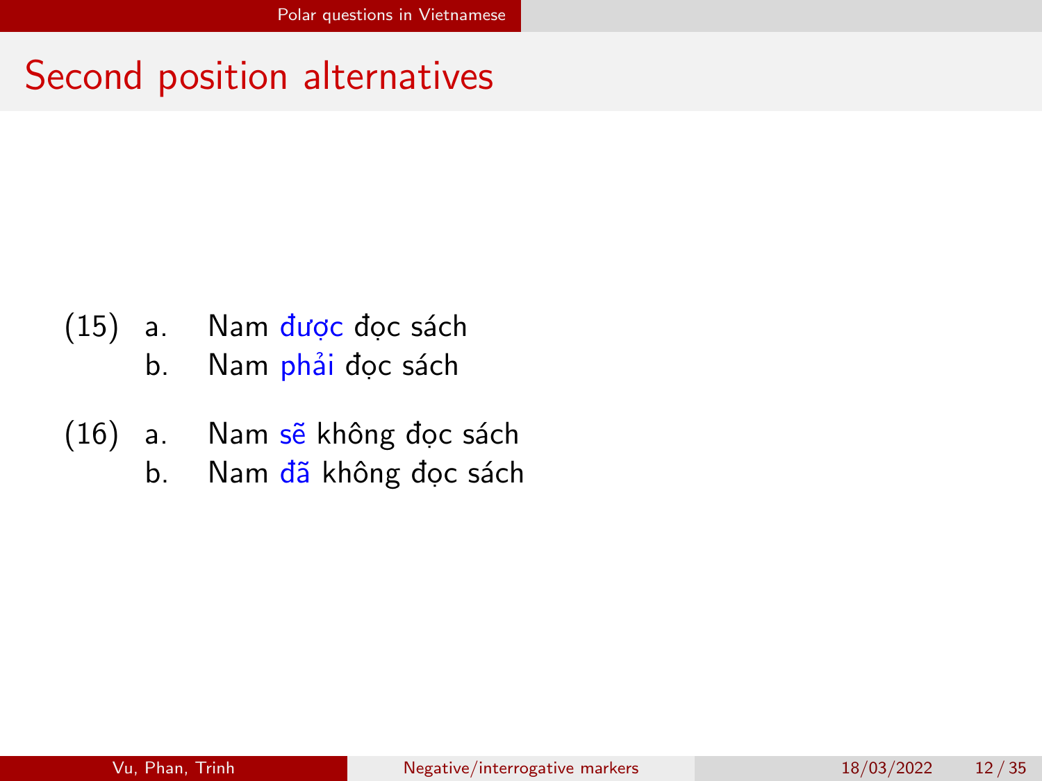# Second position alternatives

(15) a. Nam được đọc sách
     b. Nam phải đọc sách

(16) a. Nam sẽ không đọc sách
     b. Nam đã không đọc sách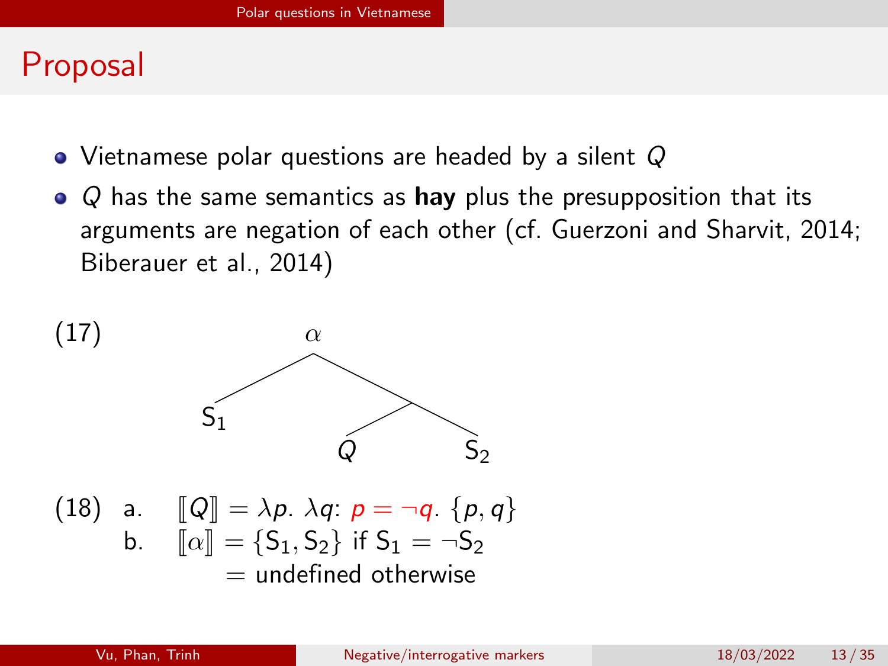# Proposal

- Vietnamese polar questions are headed by a silent $Q$
- $Q$ has the same semantics as **hay** plus the presupposition that its arguments are negation of each other (cf. Guerzoni and Sharvit, 2014; Biberauer et al., 2014)

(17)

```
        α
       / \
     S₁   \
          / \
         Q   S₂
```

(18) a. $[\![Q]\!] = \lambda p.\ \lambda q$: $p = \neg q$. $\{p, q\}$

b. $[\![\alpha]\!] = \{\mathrm{S}_1, \mathrm{S}_2\}$ if $\mathrm{S}_1 = \neg\mathrm{S}_2$

$=$ undefined otherwise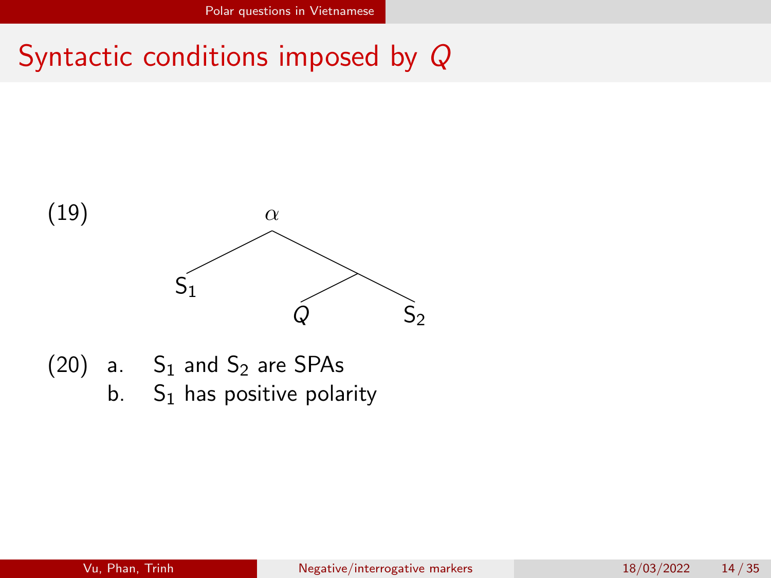# Syntactic conditions imposed by *Q*

(19)

```
        α
       / \
     S₁   /\
         Q  S₂
```

(20) a. $S_1$ and $S_2$ are SPAs

b. $S_1$ has positive polarity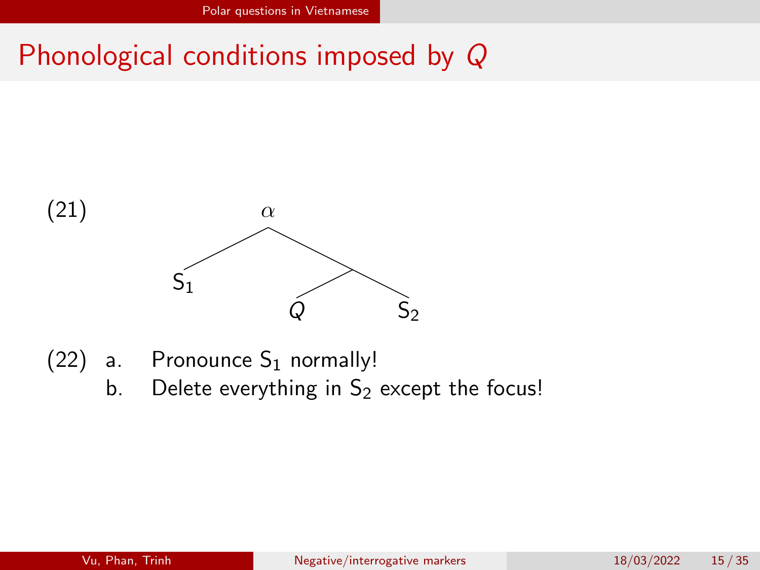# Phonological conditions imposed by *Q*

(21) Tree: $\alpha$ branches into $S_1$ and [ $Q$ $S_2$ ]

```
        α
       / \
     S1   /\
         Q  S2
```

(22)
a. Pronounce $S_1$ normally!
b. Delete everything in $S_2$ except the focus!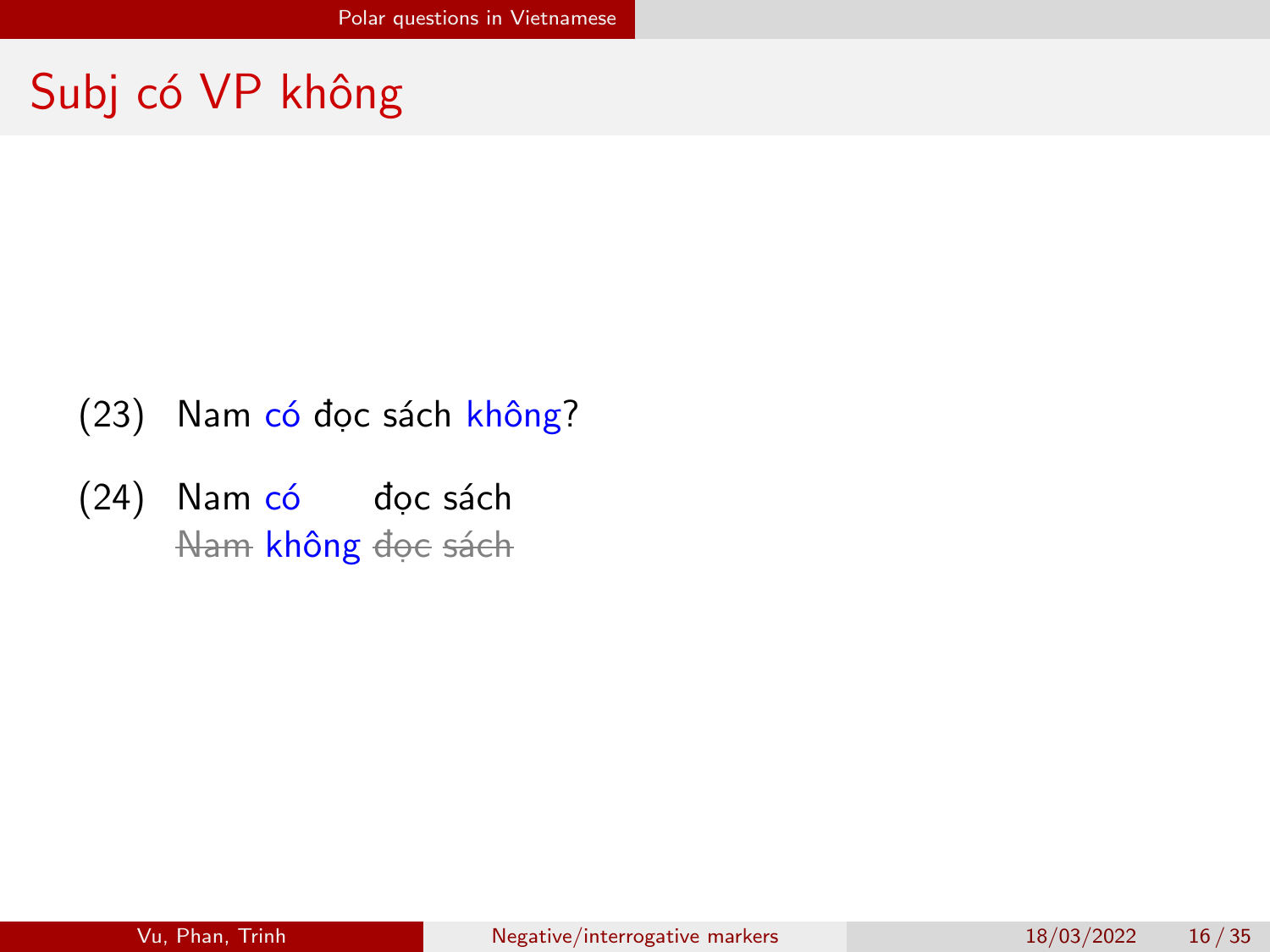# Subj có VP không

(23) Nam có đọc sách không?

(24) Nam có đọc sách
~~Nam~~ không ~~đọc~~ ~~sách~~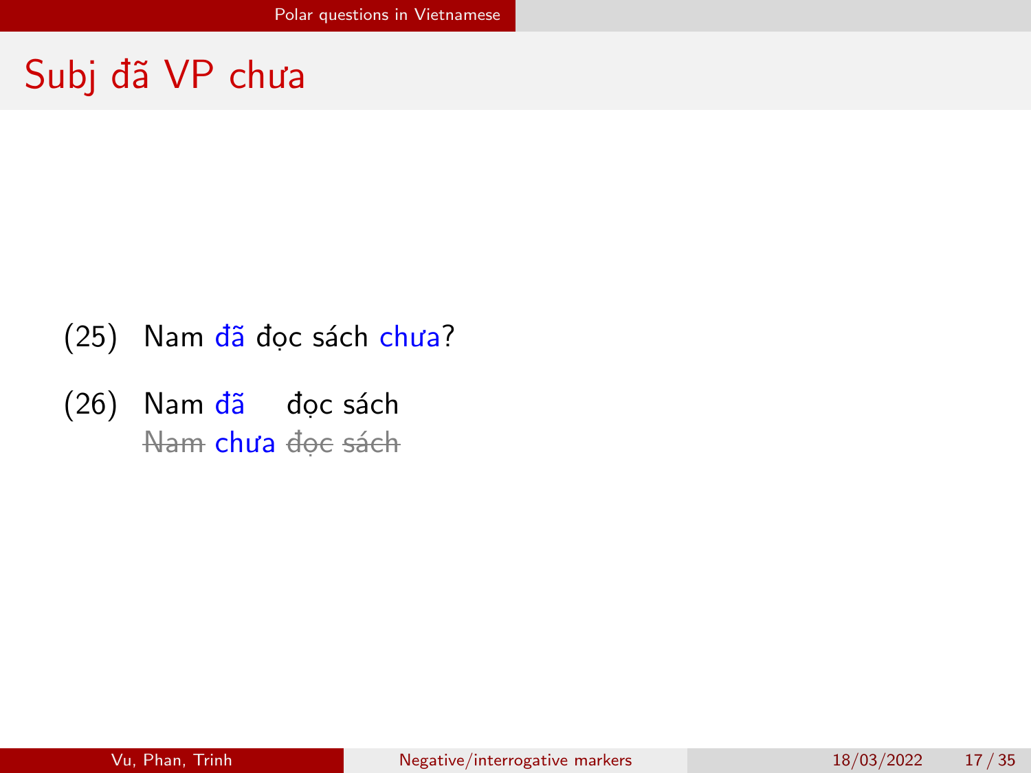# Subj đã VP chưa

(25) Nam đã đọc sách chưa?

(26) Nam đã đọc sách
~~Nam~~ chưa ~~đọc~~ ~~sách~~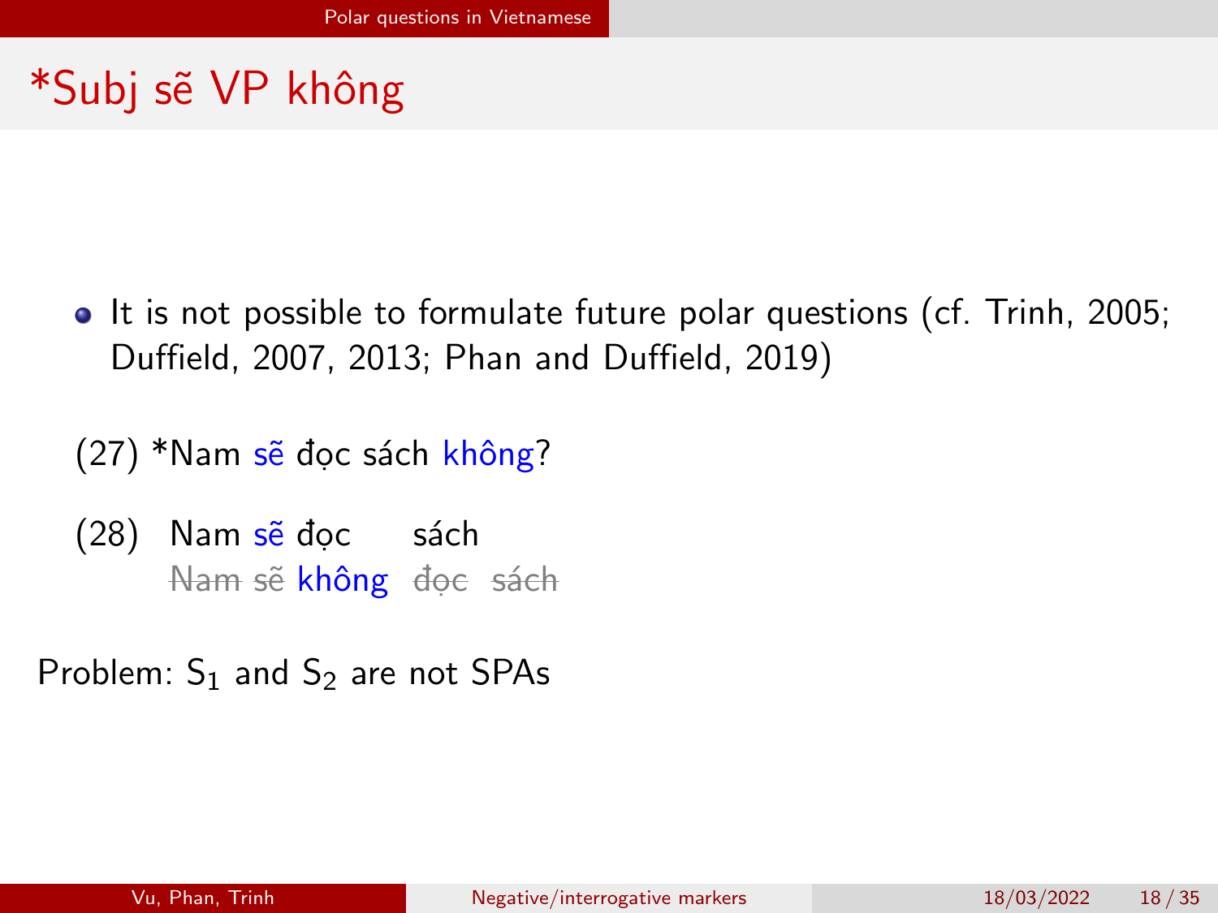# *Subj sẽ VP không

- It is not possible to formulate future polar questions (cf. Trinh, 2005; Duffield, 2007, 2013; Phan and Duffield, 2019)

(27) *Nam sẽ đọc sách không?

(28) Nam sẽ đọc sách
~~Nam~~ sẽ không ~~đọc~~ ~~sách~~

Problem: $S_1$ and $S_2$ are not SPAs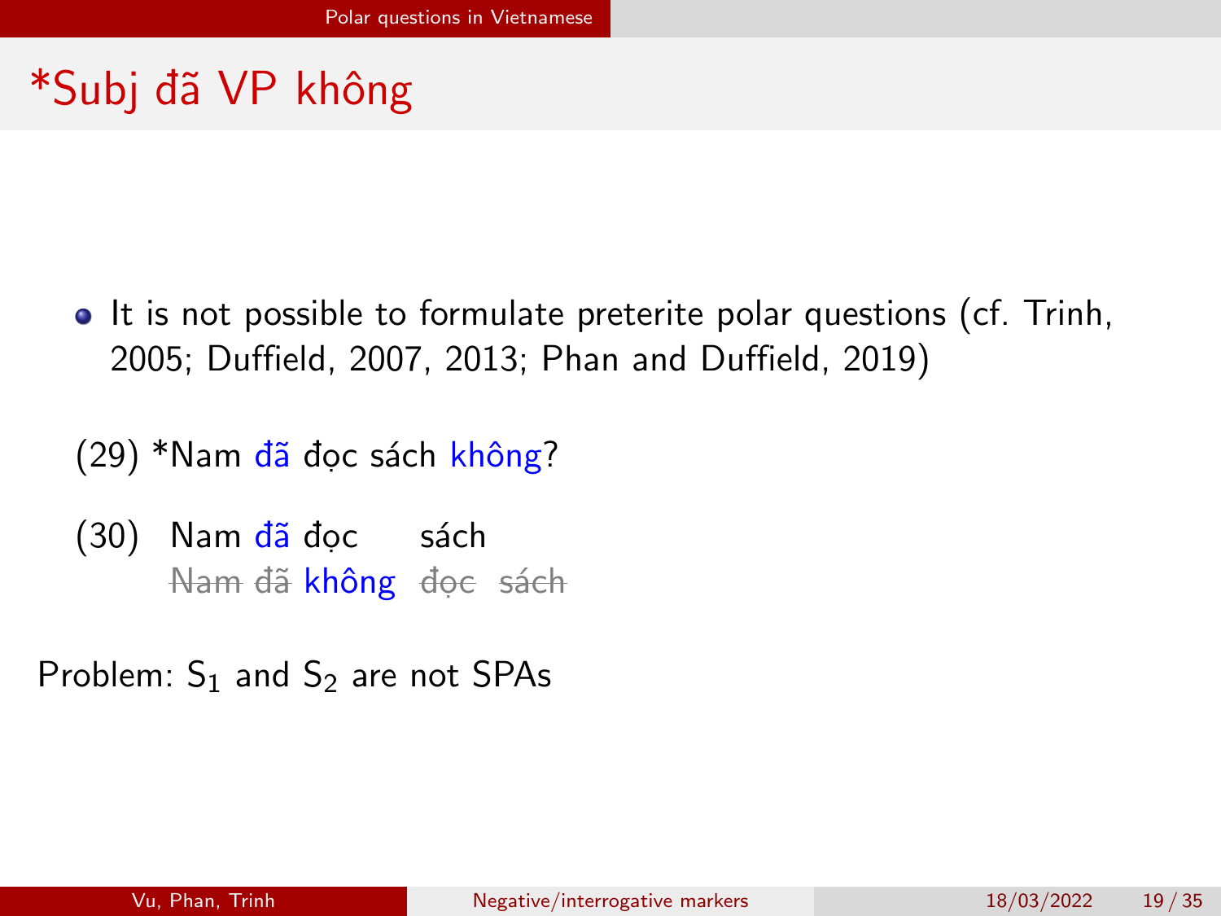# *Subj đã VP không

- It is not possible to formulate preterite polar questions (cf. Trinh, 2005; Duffield, 2007, 2013; Phan and Duffield, 2019)

(29) *Nam đã đọc sách không?

(30) Nam đã đọc sách
~~Nam~~ ~~đã~~ không ~~đọc~~ ~~sách~~

Problem: $S_1$ and $S_2$ are not SPAs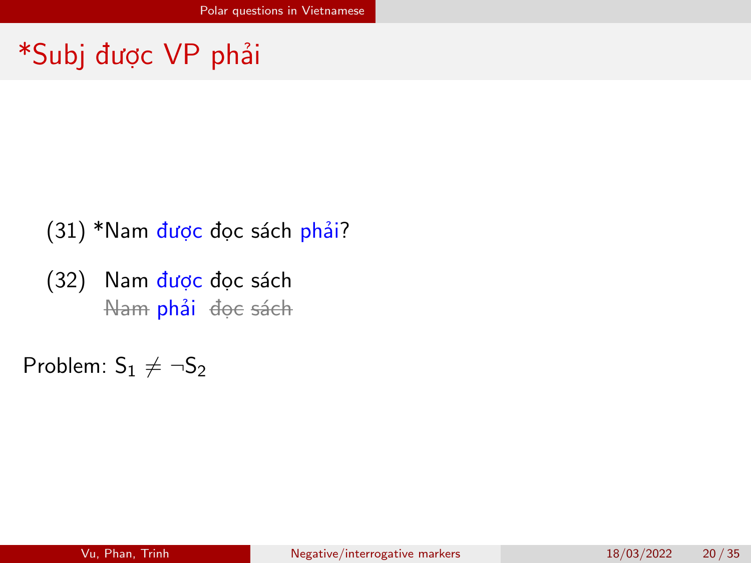# *Subj được VP phải

(31) *Nam được đọc sách phải?

(32) Nam được đọc sách
~~Nam~~ phải ~~đọc~~ ~~sách~~

Problem: $S_1 \neq \neg S_2$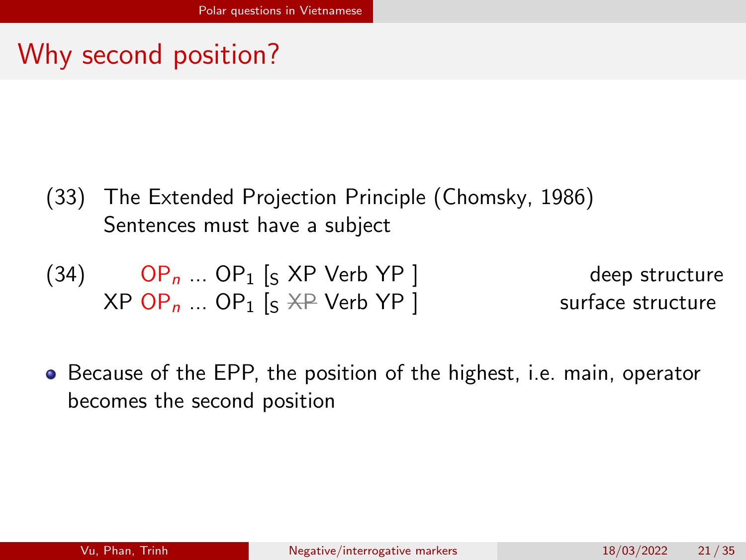# Why second position?

(33) The Extended Projection Principle (Chomsky, 1986)
Sentences must have a subject

(34) $\text{OP}_n$ ... $\text{OP}_1$ [$_S$ XP Verb YP ] deep structure
XP $\text{OP}_n$ ... $\text{OP}_1$ [$_S$ ~~XP~~ Verb YP ] surface structure

- Because of the EPP, the position of the highest, i.e. main, operator becomes the second position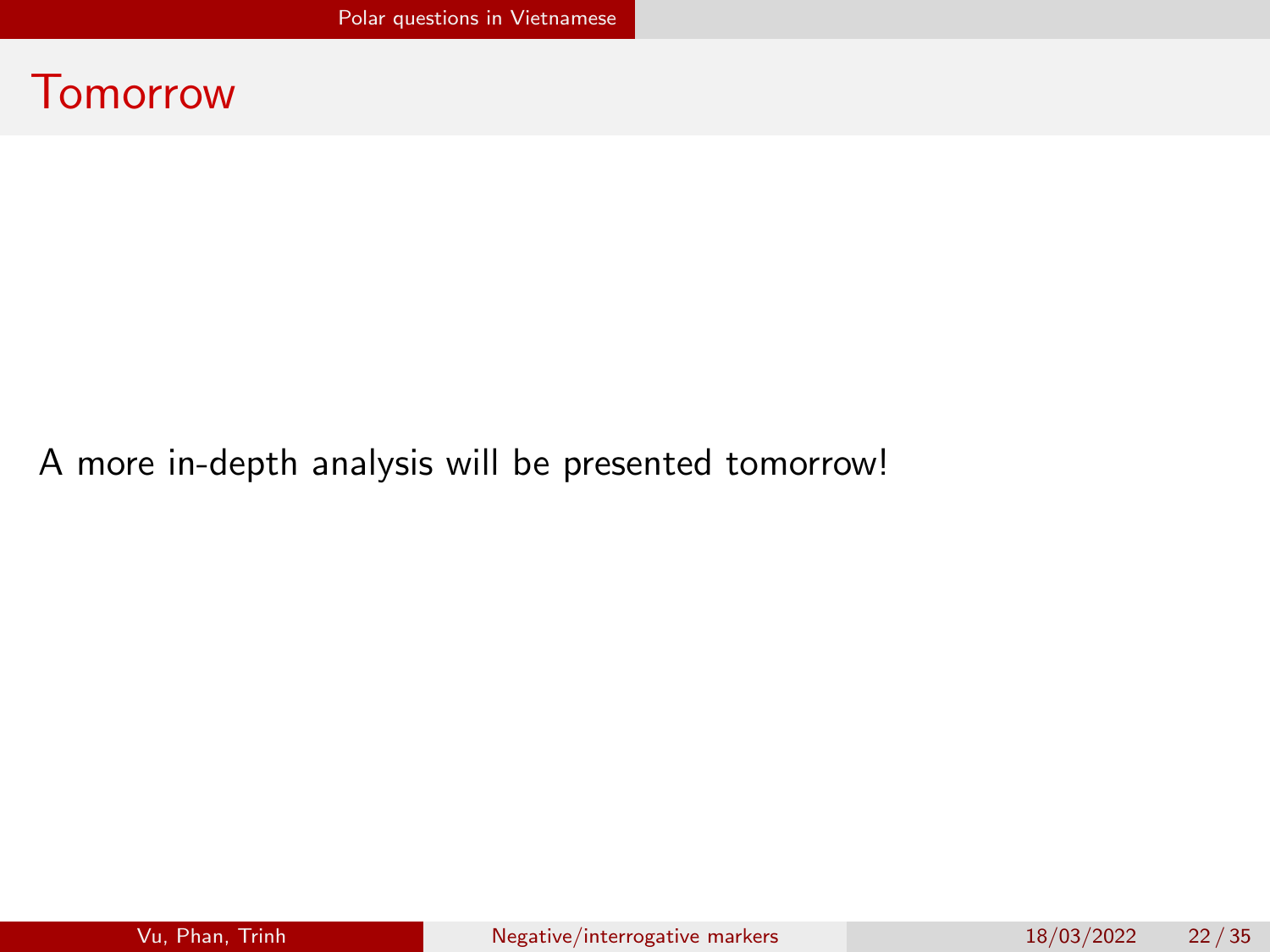# Tomorrow

A more in-depth analysis will be presented tomorrow!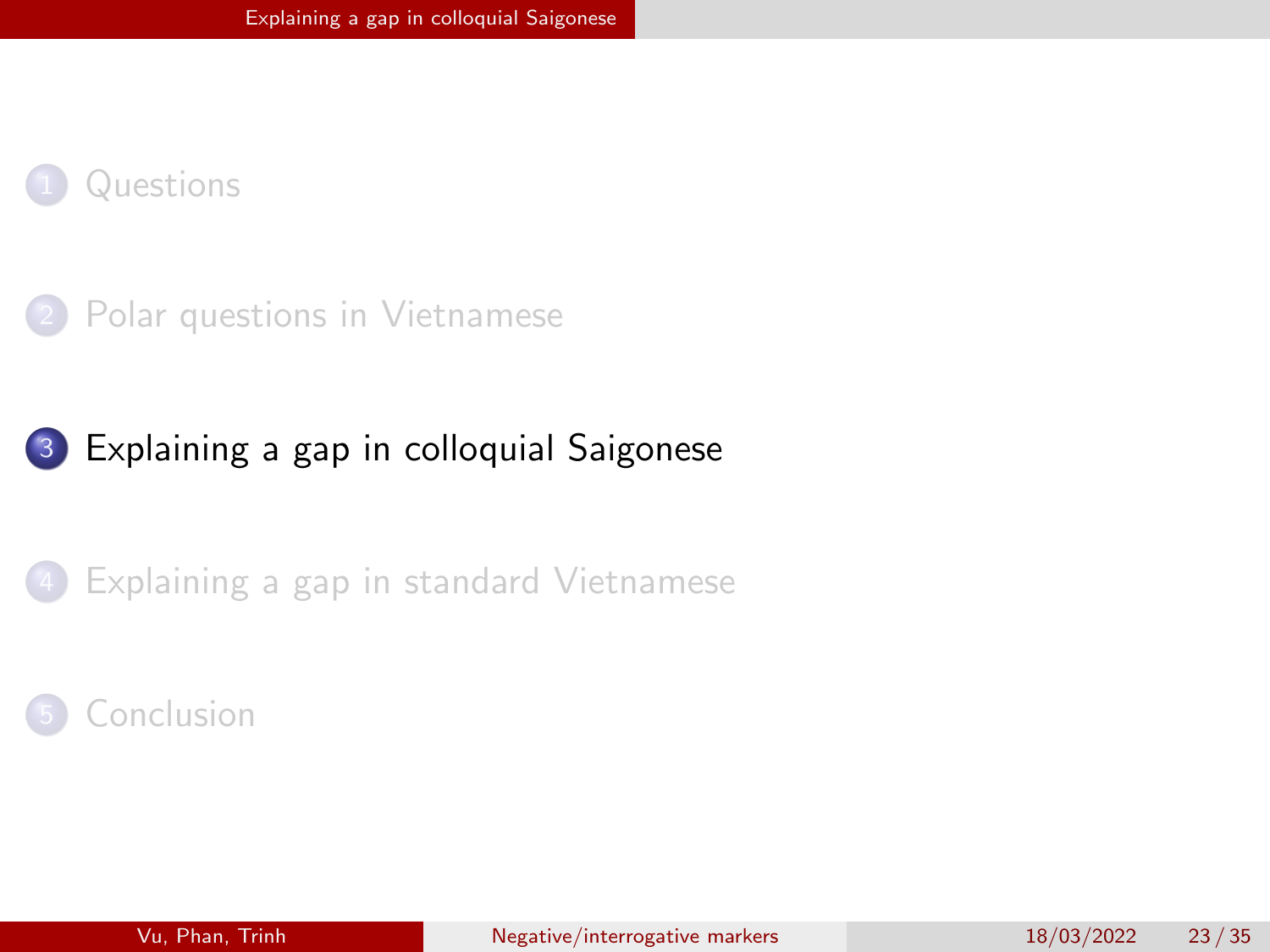1. Questions
2. Polar questions in Vietnamese
3. **Explaining a gap in colloquial Saigonese**
4. Explaining a gap in standard Vietnamese
5. Conclusion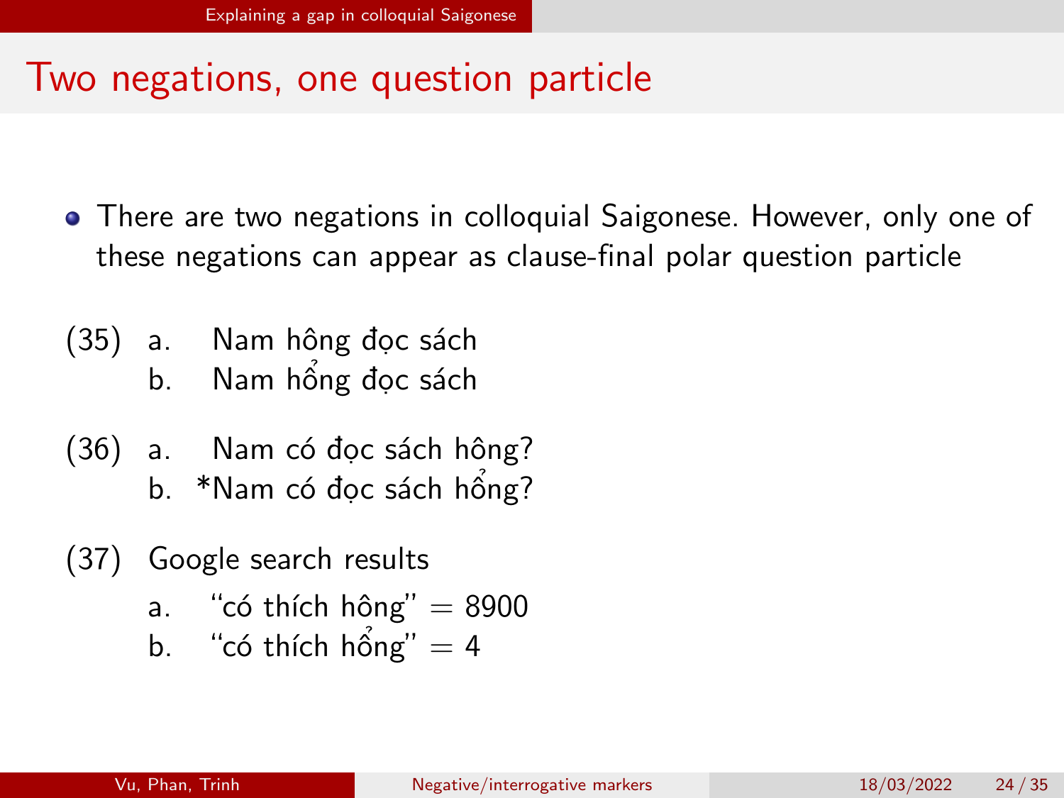# Two negations, one question particle

- There are two negations in colloquial Saigonese. However, only one of these negations can appear as clause-final polar question particle

(35)
  a. Nam hông đọc sách
  b. Nam hổng đọc sách

(36)
  a. Nam có đọc sách hông?
  b. *Nam có đọc sách hổng?

(37) Google search results
  a. "có thích hông" = 8900
  b. "có thích hổng" = 4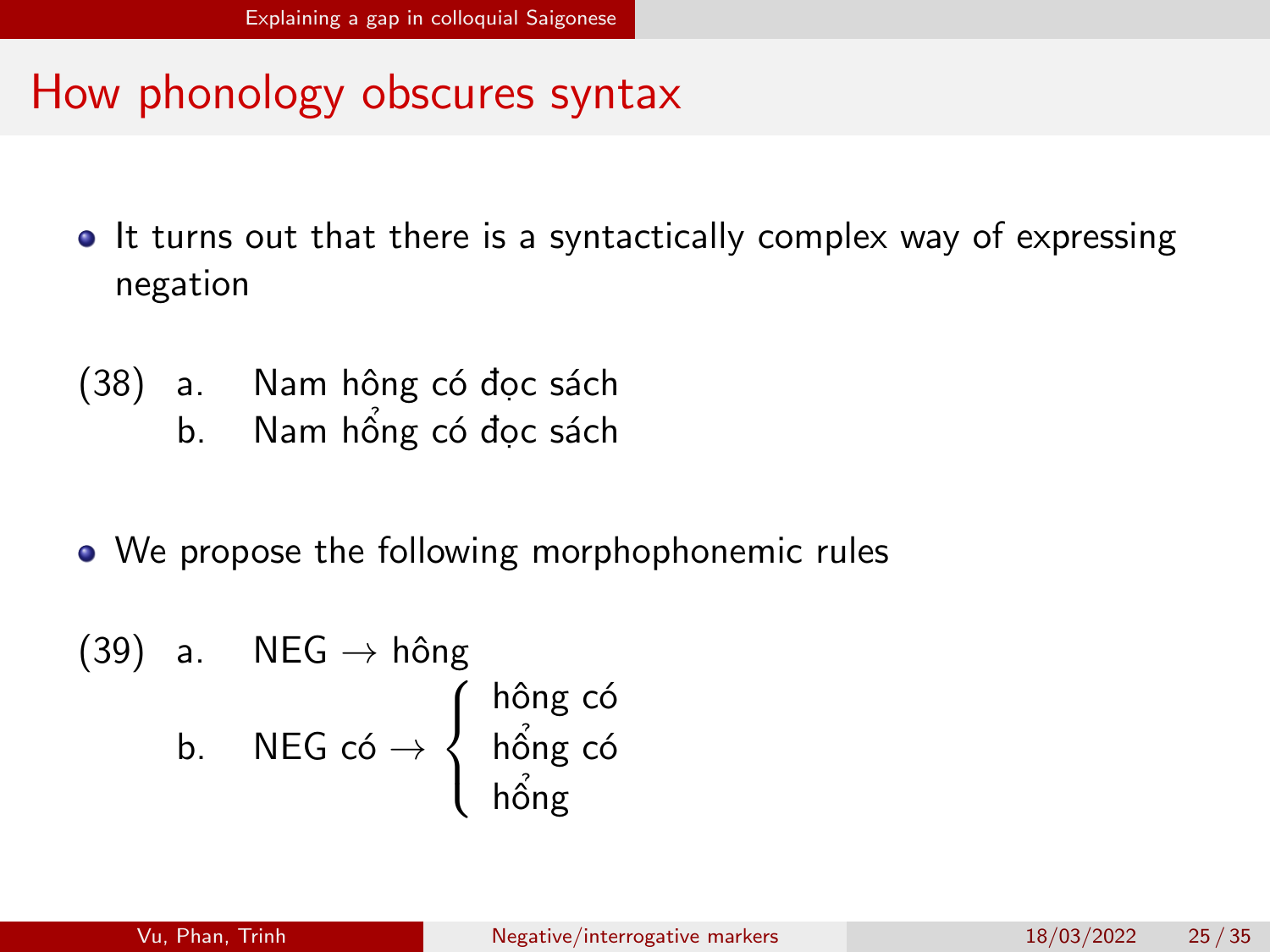## How phonology obscures syntax

- It turns out that there is a syntactically complex way of expressing negation

(38) a. Nam hông có đọc sách
     b. Nam hổng có đọc sách

- We propose the following morphophonemic rules

(39) a. NEG → hông
     b. NEG có → { hông có / hổng có / hổng }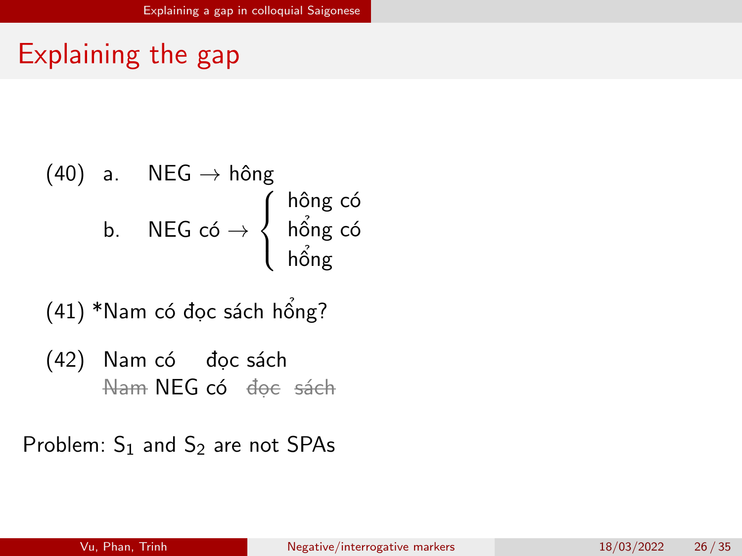# Explaining the gap

(40) a. NEG → hông

b. NEG có → { hông có / hổng có / hổng }

(41) *Nam có đọc sách hổng?

(42) Nam có đọc sách
~~Nam~~ NEG có ~~đọc~~ ~~sách~~

Problem: $S_1$ and $S_2$ are not SPAs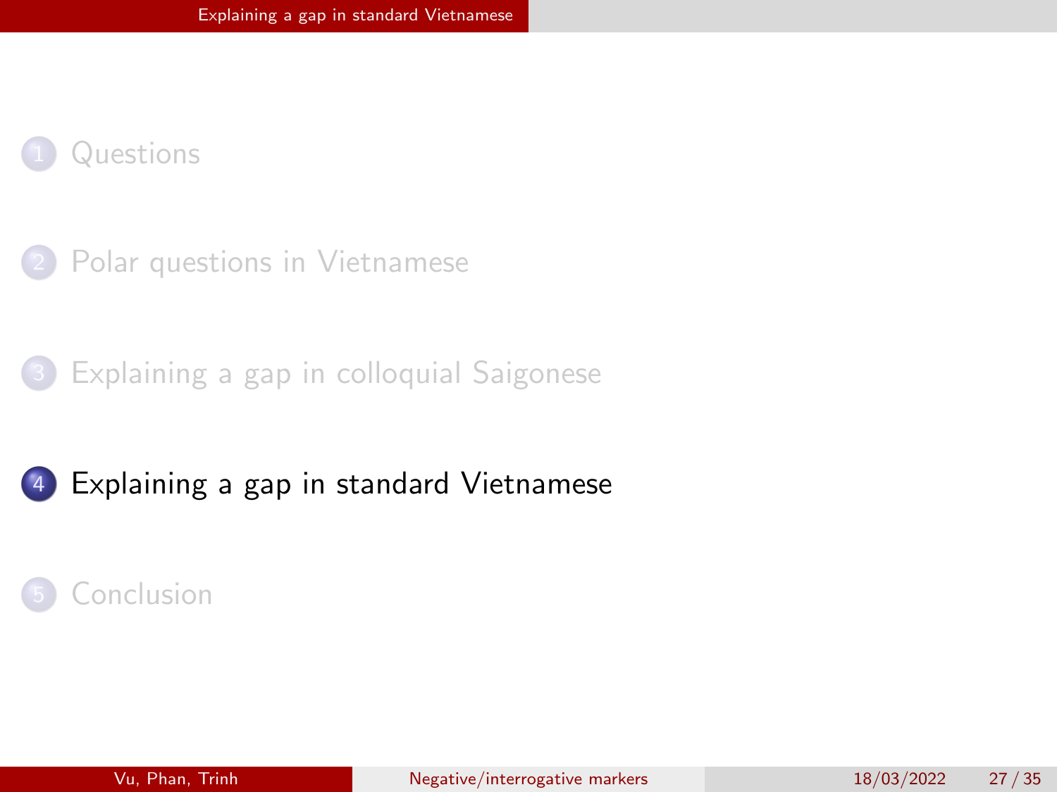1. Questions
2. Polar questions in Vietnamese
3. Explaining a gap in colloquial Saigonese
4. **Explaining a gap in standard Vietnamese**
5. Conclusion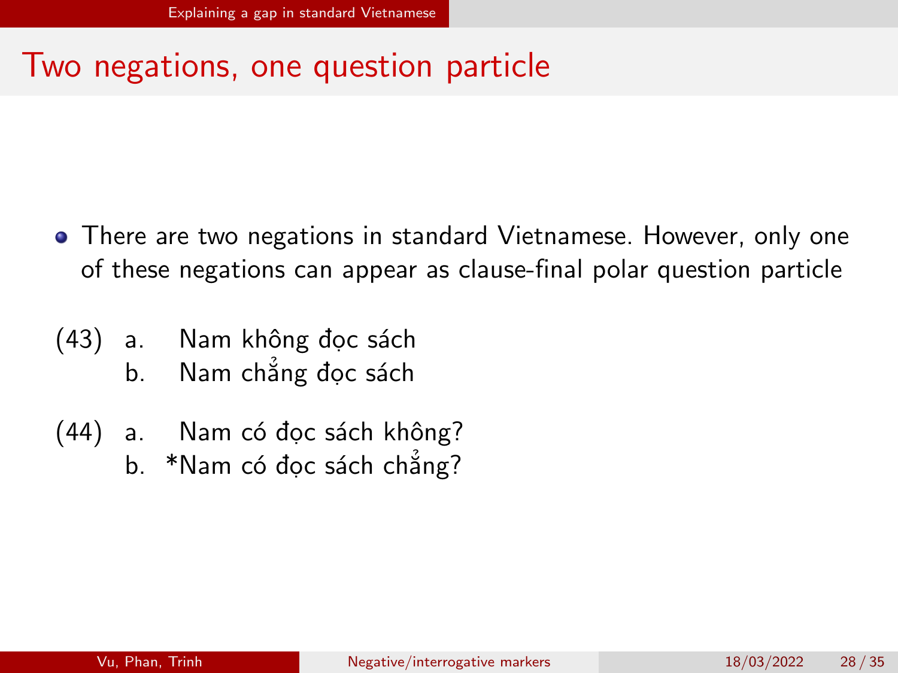# Two negations, one question particle

- There are two negations in standard Vietnamese. However, only one of these negations can appear as clause-final polar question particle

(43) a. Nam không đọc sách
     b. Nam chẳng đọc sách

(44) a. Nam có đọc sách không?
     b. *Nam có đọc sách chẳng?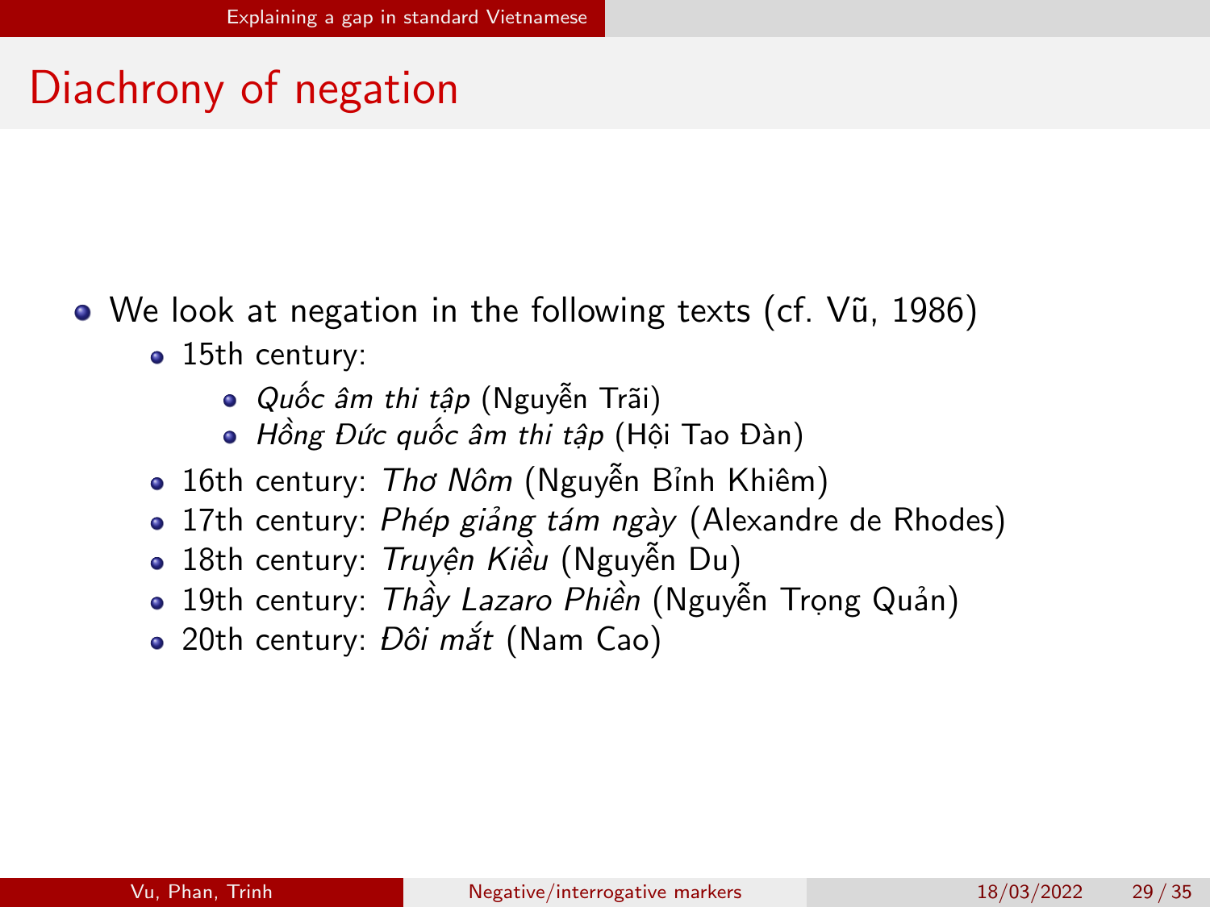# Diachrony of negation

- We look at negation in the following texts (cf. Vũ, 1986)
  - 15th century:
    - *Quốc âm thi tập* (Nguyễn Trãi)
    - *Hồng Đức quốc âm thi tập* (Hội Tao Đàn)
  - 16th century: *Thơ Nôm* (Nguyễn Bỉnh Khiêm)
  - 17th century: *Phép giảng tám ngày* (Alexandre de Rhodes)
  - 18th century: *Truyện Kiều* (Nguyễn Du)
  - 19th century: *Thầy Lazaro Phiền* (Nguyễn Trọng Quản)
  - 20th century: *Đôi mắt* (Nam Cao)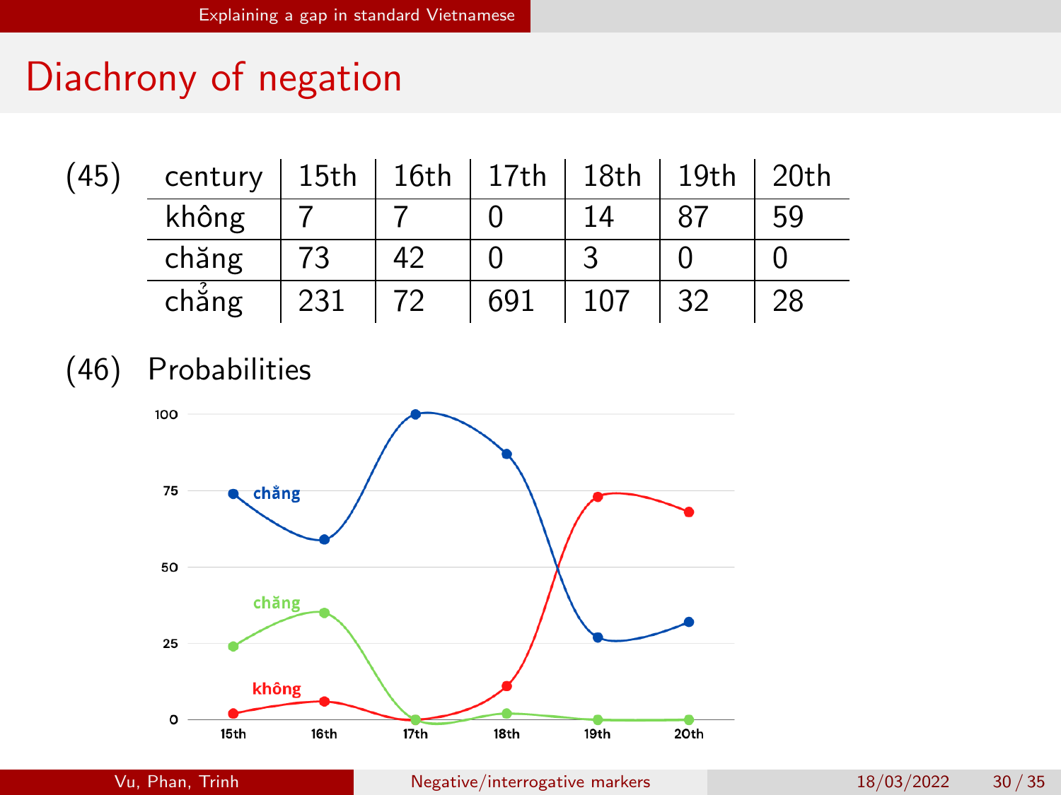# Diachrony of negation

(45)

| century | 15th | 16th | 17th | 18th | 19th | 20th |
|---|---|---|---|---|---|---|
| không | 7 | 7 | 0 | 14 | 87 | 59 |
| chăng | 73 | 42 | 0 | 3 | 0 | 0 |
| chẳng | 231 | 72 | 691 | 107 | 32 | 28 |

(46) Probabilities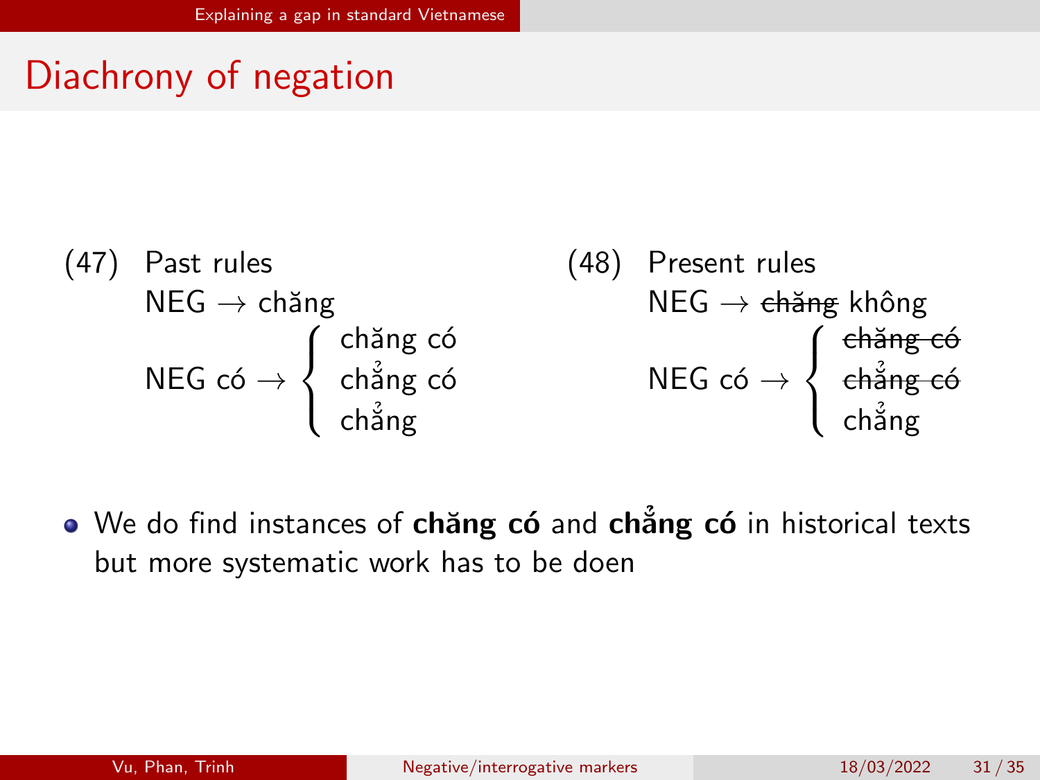# Diachrony of negation

(47) Past rules

NEG → chăng

NEG có → { chăng có / chẳng có / chẳng }

(48) Present rules

NEG → ~~chăng~~ không

NEG có → { ~~chăng có~~ / ~~chẳng có~~ / chẳng }

- We do find instances of **chăng có** and **chẳng có** in historical texts but more systematic work has to be doen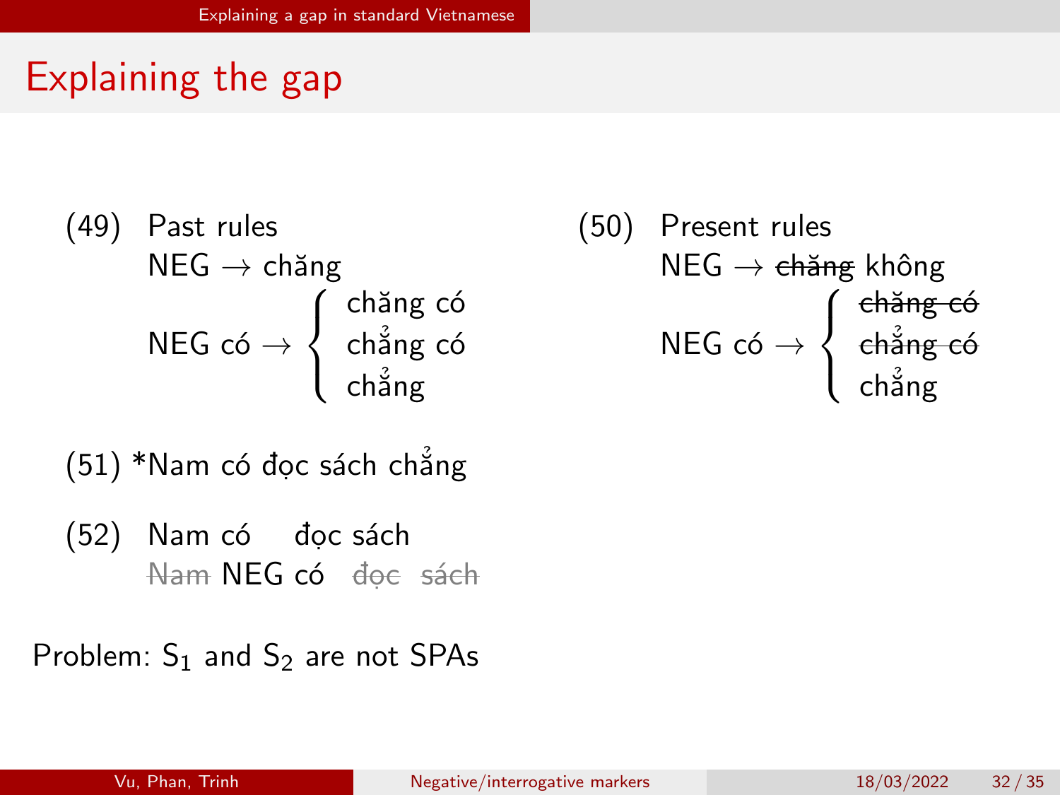# Explaining the gap

(49) Past rules

NEG → chăng

NEG có → { chăng có / chẳng có / chẳng }

(50) Present rules

NEG → ~~chăng~~ không

NEG có → { ~~chăng có~~ / ~~chẳng có~~ / chẳng }

(51) *Nam có đọc sách chẳng

(52) Nam có đọc sách
~~Nam~~ NEG có ~~đọc~~ ~~sách~~

Problem: $S_1$ and $S_2$ are not SPAs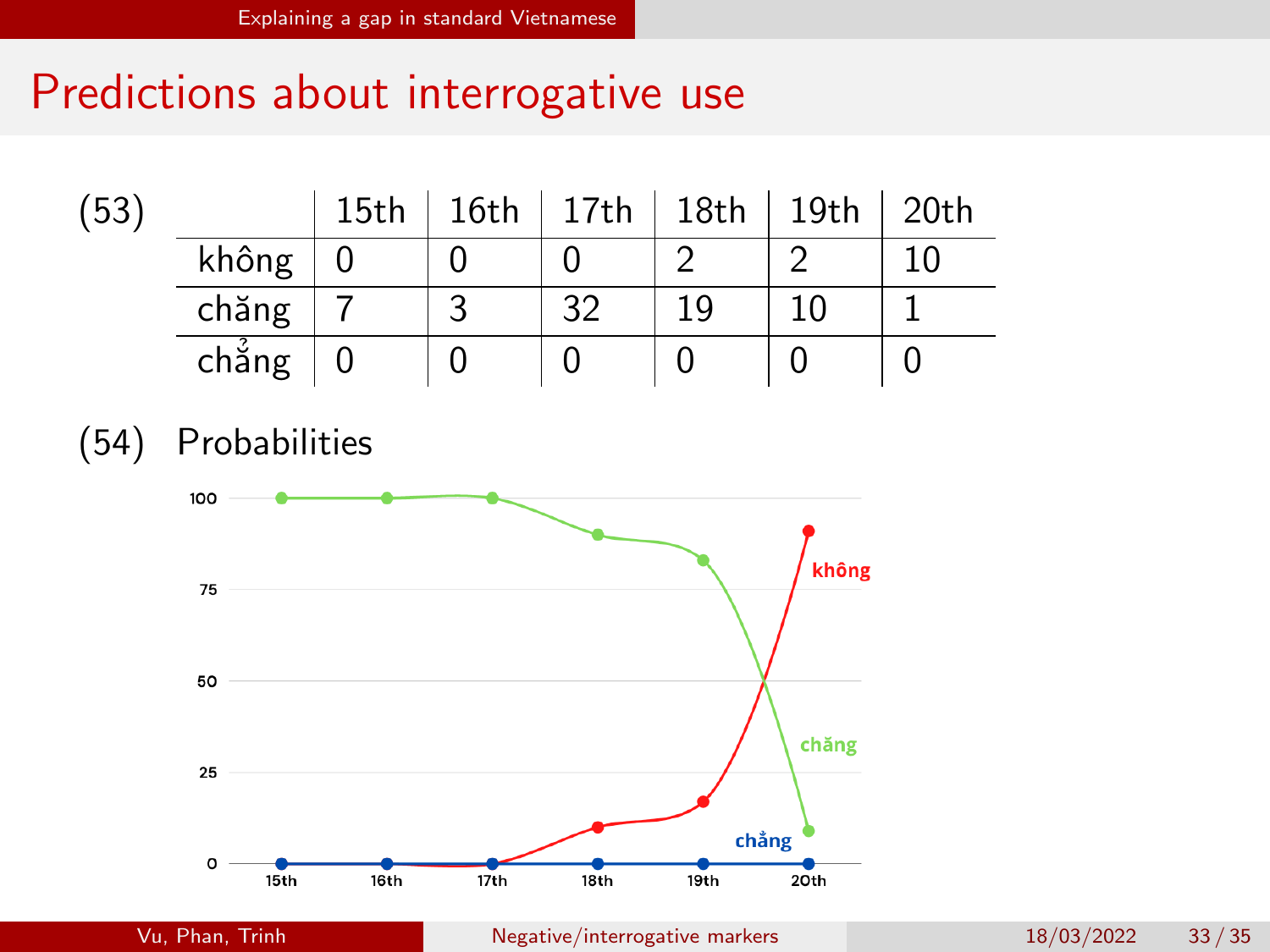# Predictions about interrogative use

(53)

| | 15th | 16th | 17th | 18th | 19th | 20th |
|---|---|---|---|---|---|---|
| không | 0 | 0 | 0 | 2 | 2 | 10 |
| chăng | 7 | 3 | 32 | 19 | 10 | 1 |
| chẳng | 0 | 0 | 0 | 0 | 0 | 0 |

(54) Probabilities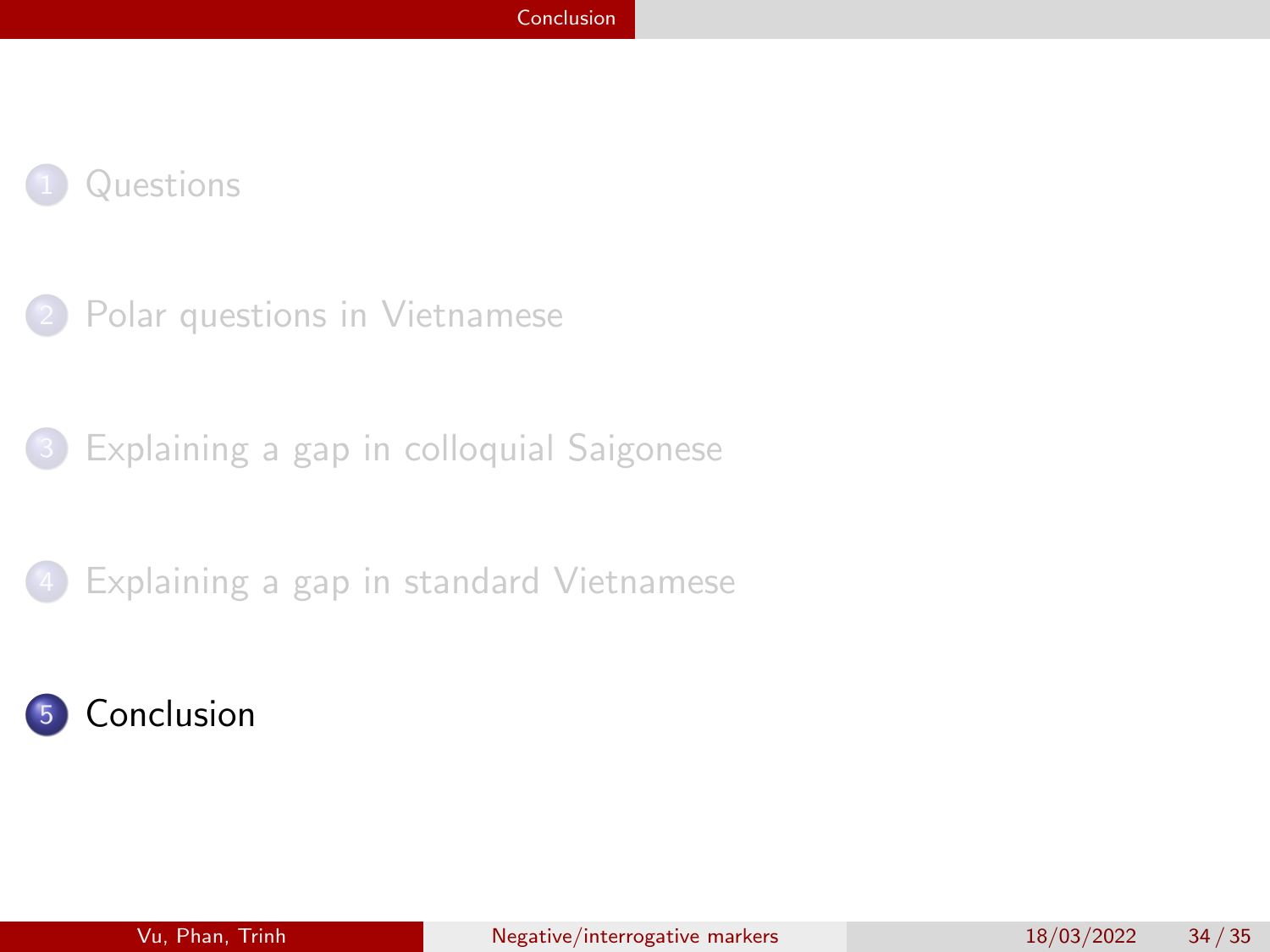1. Questions
2. Polar questions in Vietnamese
3. Explaining a gap in colloquial Saigonese
4. Explaining a gap in standard Vietnamese
5. **Conclusion**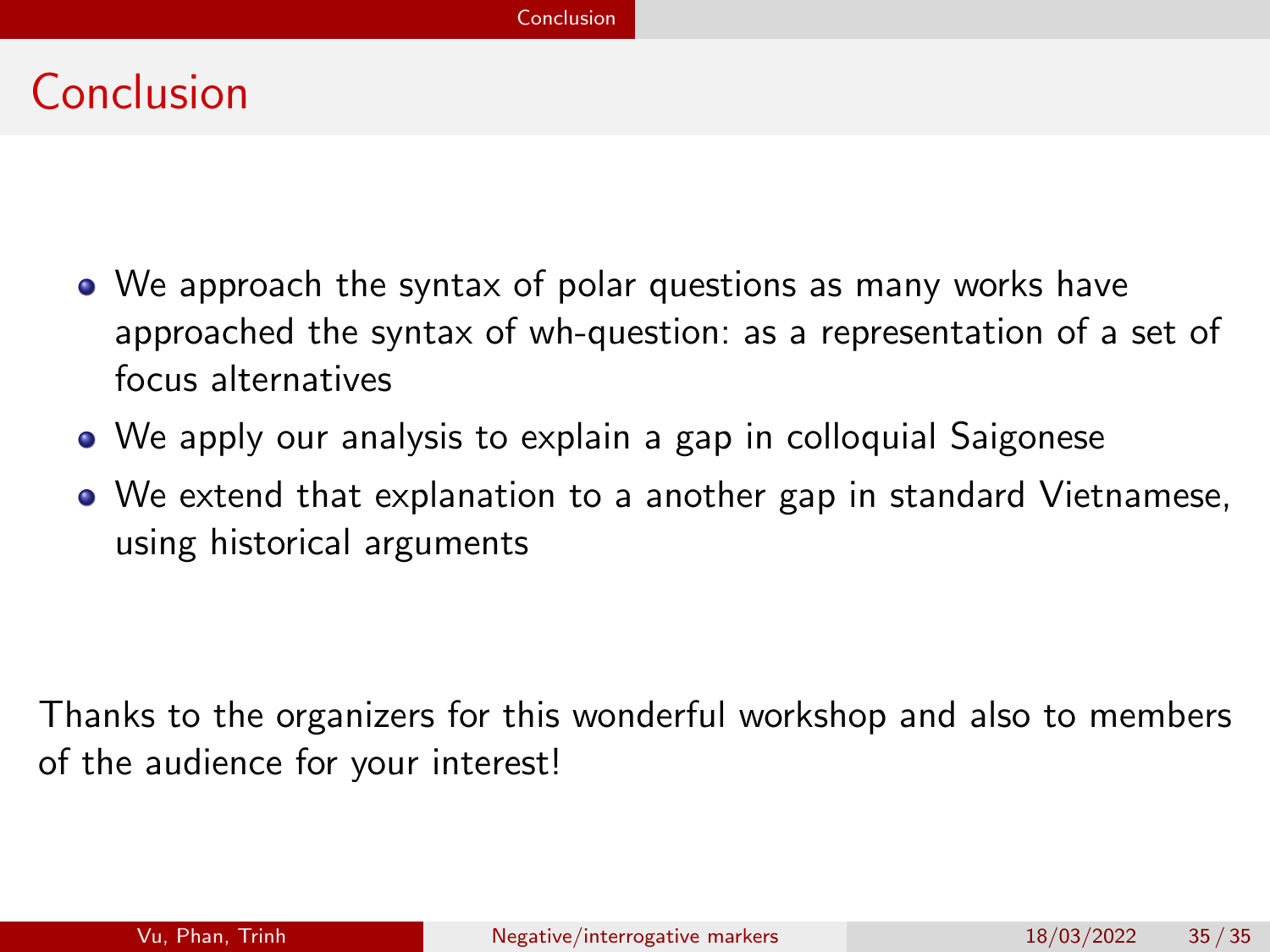# Conclusion

- We approach the syntax of polar questions as many works have approached the syntax of wh-question: as a representation of a set of focus alternatives
- We apply our analysis to explain a gap in colloquial Saigonese
- We extend that explanation to a another gap in standard Vietnamese, using historical arguments

Thanks to the organizers for this wonderful workshop and also to members of the audience for your interest!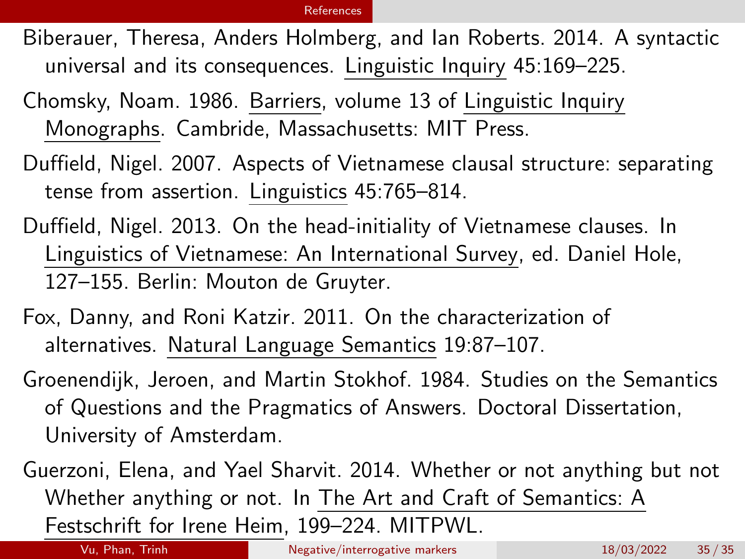Biberauer, Theresa, Anders Holmberg, and Ian Roberts. 2014. A syntactic universal and its consequences. Linguistic Inquiry 45:169–225.

Chomsky, Noam. 1986. Barriers, volume 13 of Linguistic Inquiry Monographs. Cambride, Massachusetts: MIT Press.

Duffield, Nigel. 2007. Aspects of Vietnamese clausal structure: separating tense from assertion. Linguistics 45:765–814.

Duffield, Nigel. 2013. On the head-initiality of Vietnamese clauses. In Linguistics of Vietnamese: An International Survey, ed. Daniel Hole, 127–155. Berlin: Mouton de Gruyter.

Fox, Danny, and Roni Katzir. 2011. On the characterization of alternatives. Natural Language Semantics 19:87–107.

Groenendijk, Jeroen, and Martin Stokhof. 1984. Studies on the Semantics of Questions and the Pragmatics of Answers. Doctoral Dissertation, University of Amsterdam.

Guerzoni, Elena, and Yael Sharvit. 2014. Whether or not anything but not Whether anything or not. In The Art and Craft of Semantics: A Festschrift for Irene Heim, 199–224. MITPWL.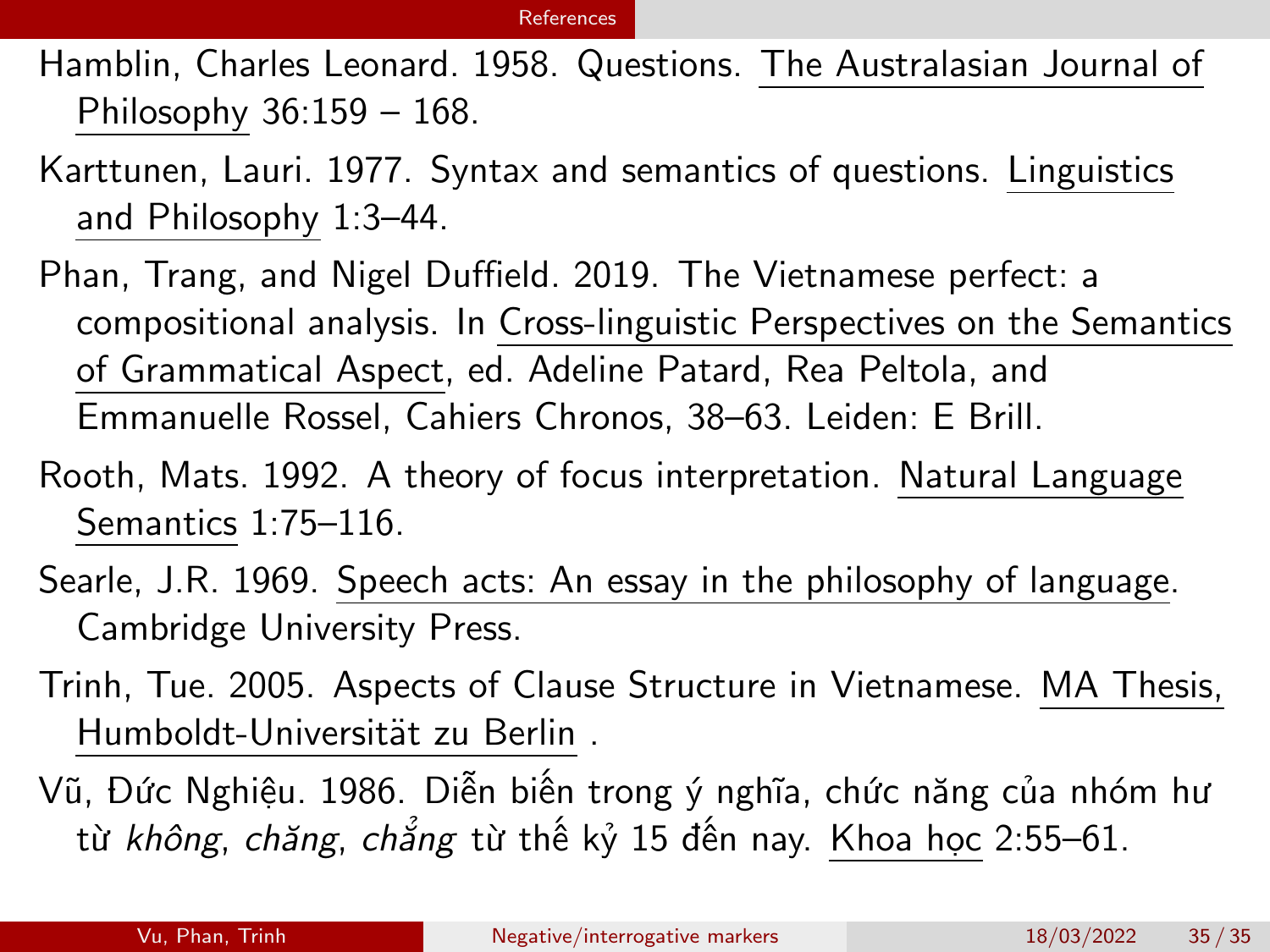Hamblin, Charles Leonard. 1958. Questions. The Australasian Journal of Philosophy 36:159 – 168.

Karttunen, Lauri. 1977. Syntax and semantics of questions. Linguistics and Philosophy 1:3–44.

Phan, Trang, and Nigel Duffield. 2019. The Vietnamese perfect: a compositional analysis. In Cross-linguistic Perspectives on the Semantics of Grammatical Aspect, ed. Adeline Patard, Rea Peltola, and Emmanuelle Rossel, Cahiers Chronos, 38–63. Leiden: E Brill.

Rooth, Mats. 1992. A theory of focus interpretation. Natural Language Semantics 1:75–116.

Searle, J.R. 1969. Speech acts: An essay in the philosophy of language. Cambridge University Press.

Trinh, Tue. 2005. Aspects of Clause Structure in Vietnamese. MA Thesis, Humboldt-Universität zu Berlin .

Vũ, Đức Nghiệu. 1986. Diễn biến trong ý nghĩa, chức năng của nhóm hư từ *không*, *chăng*, *chẳng* từ thế kỷ 15 đến nay. Khoa học 2:55–61.